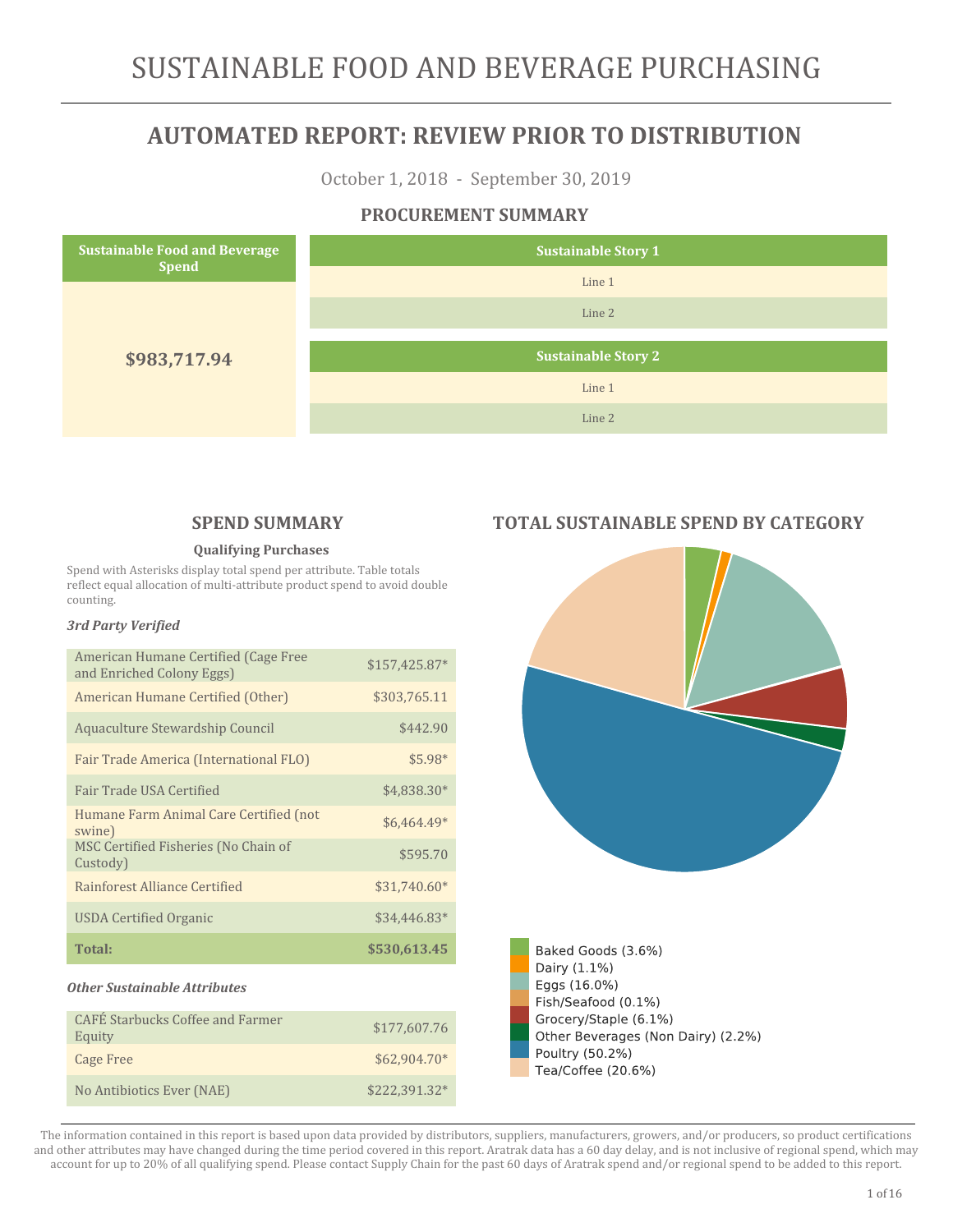# SUSTAINABLE FOOD AND BEVERAGE PURCHASING

## AUTOMATED REPORT: REVIEW PRIOR TO DISTRIBUTION

October 1, 2018 - September 30, 2019

### PROCUREMENT SUMMARY

| Sustainable Food and Beverage Spend |
| --- |
| **$983,717.94** |

| Sustainable Story 1 |
| --- |
| Line 1 |
| Line 2 |

| Sustainable Story 2 |
| --- |
| Line 1 |
| Line 2 |

### SPEND SUMMARY

**Qualifying Purchases**

Spend with Asterisks display total spend per attribute. Table totals reflect equal allocation of multi-attribute product spend to avoid double counting.

***3rd Party Verified***

| Attribute | Spend |
| --- | --- |
| American Humane Certified (Cage Free and Enriched Colony Eggs) | $157,425.87* |
| American Humane Certified (Other) | $303,765.11 |
| Aquaculture Stewardship Council | $442.90 |
| Fair Trade America (International FLO) | $5.98* |
| Fair Trade USA Certified | $4,838.30* |
| Humane Farm Animal Care Certified (not swine) | $6,464.49* |
| MSC Certified Fisheries (No Chain of Custody) | $595.70 |
| Rainforest Alliance Certified | $31,740.60* |
| USDA Certified Organic | $34,446.83* |
| **Total:** | **$530,613.45** |

***Other Sustainable Attributes***

| Attribute | Spend |
| --- | --- |
| CAFÉ Starbucks Coffee and Farmer Equity | $177,607.76 |
| Cage Free | $62,904.70* |
| No Antibiotics Ever (NAE) | $222,391.32* |

### TOTAL SUSTAINABLE SPEND BY CATEGORY

- Baked Goods (3.6%)
- Dairy (1.1%)
- Eggs (16.0%)
- Fish/Seafood (0.1%)
- Grocery/Staple (6.1%)
- Other Beverages (Non Dairy) (2.2%)
- Poultry (50.2%)
- Tea/Coffee (20.6%)

The information contained in this report is based upon data provided by distributors, suppliers, manufacturers, growers, and/or producers, so product certifications and other attributes may have changed during the time period covered in this report. Aratrak data has a 60 day delay, and is not inclusive of regional spend, which may account for up to 20% of all qualifying spend. Please contact Supply Chain for the past 60 days of Aratrak spend and/or regional spend to be added to this report.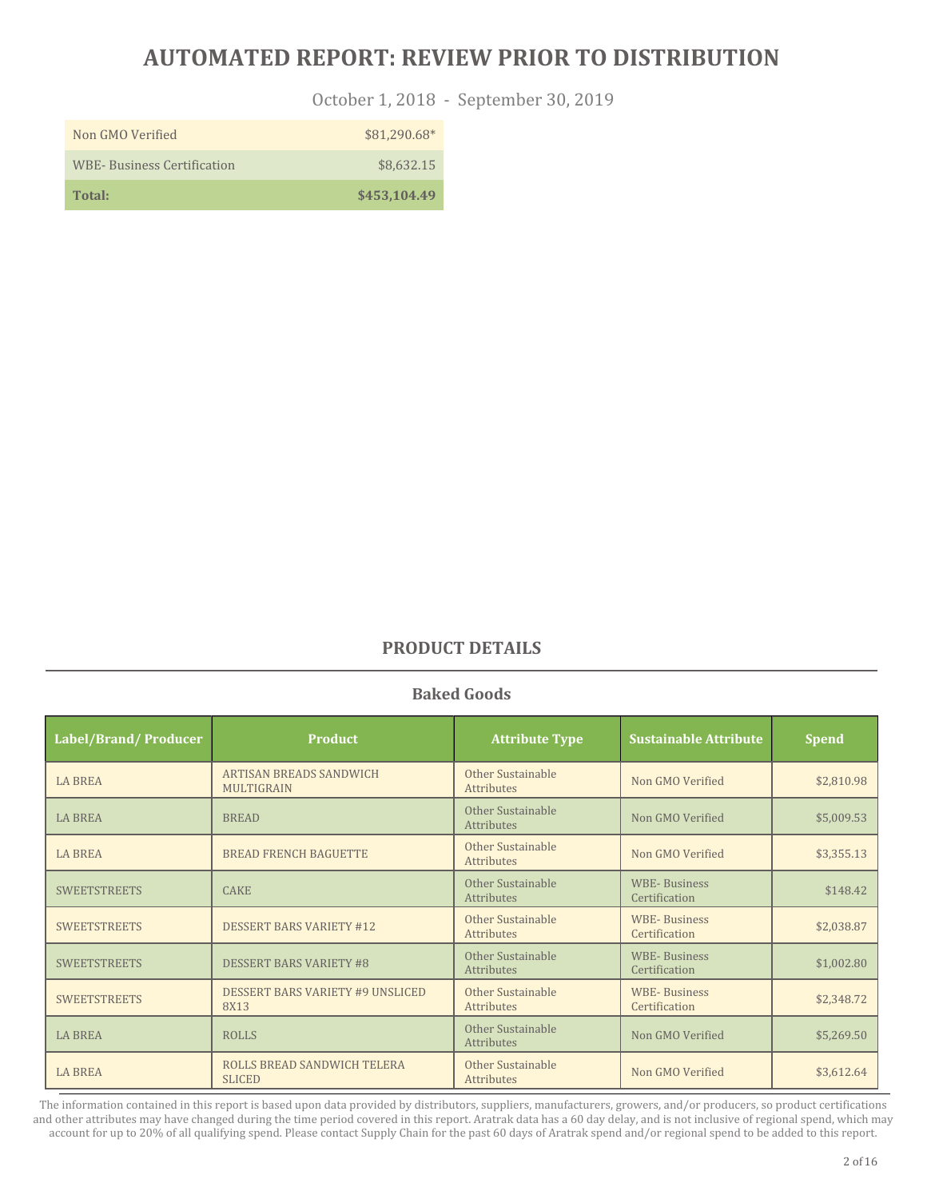# AUTOMATED REPORT: REVIEW PRIOR TO DISTRIBUTION

October 1, 2018 - September 30, 2019

| | |
|---|---|
| Non GMO Verified | $81,290.68* |
| WBE- Business Certification | $8,632.15 |
| **Total:** | **$453,104.49** |

## PRODUCT DETAILS

### Baked Goods

| Label/Brand/ Producer | Product | Attribute Type | Sustainable Attribute | Spend |
|---|---|---|---|---|
| LA BREA | ARTISAN BREADS SANDWICH MULTIGRAIN | Other Sustainable Attributes | Non GMO Verified | $2,810.98 |
| LA BREA | BREAD | Other Sustainable Attributes | Non GMO Verified | $5,009.53 |
| LA BREA | BREAD FRENCH BAGUETTE | Other Sustainable Attributes | Non GMO Verified | $3,355.13 |
| SWEETSTREETS | CAKE | Other Sustainable Attributes | WBE- Business Certification | $148.42 |
| SWEETSTREETS | DESSERT BARS VARIETY #12 | Other Sustainable Attributes | WBE- Business Certification | $2,038.87 |
| SWEETSTREETS | DESSERT BARS VARIETY #8 | Other Sustainable Attributes | WBE- Business Certification | $1,002.80 |
| SWEETSTREETS | DESSERT BARS VARIETY #9 UNSLICED 8X13 | Other Sustainable Attributes | WBE- Business Certification | $2,348.72 |
| LA BREA | ROLLS | Other Sustainable Attributes | Non GMO Verified | $5,269.50 |
| LA BREA | ROLLS BREAD SANDWICH TELERA SLICED | Other Sustainable Attributes | Non GMO Verified | $3,612.64 |

The information contained in this report is based upon data provided by distributors, suppliers, manufacturers, growers, and/or producers, so product certifications and other attributes may have changed during the time period covered in this report. Aratrak data has a 60 day delay, and is not inclusive of regional spend, which may account for up to 20% of all qualifying spend. Please contact Supply Chain for the past 60 days of Aratrak spend and/or regional spend to be added to this report.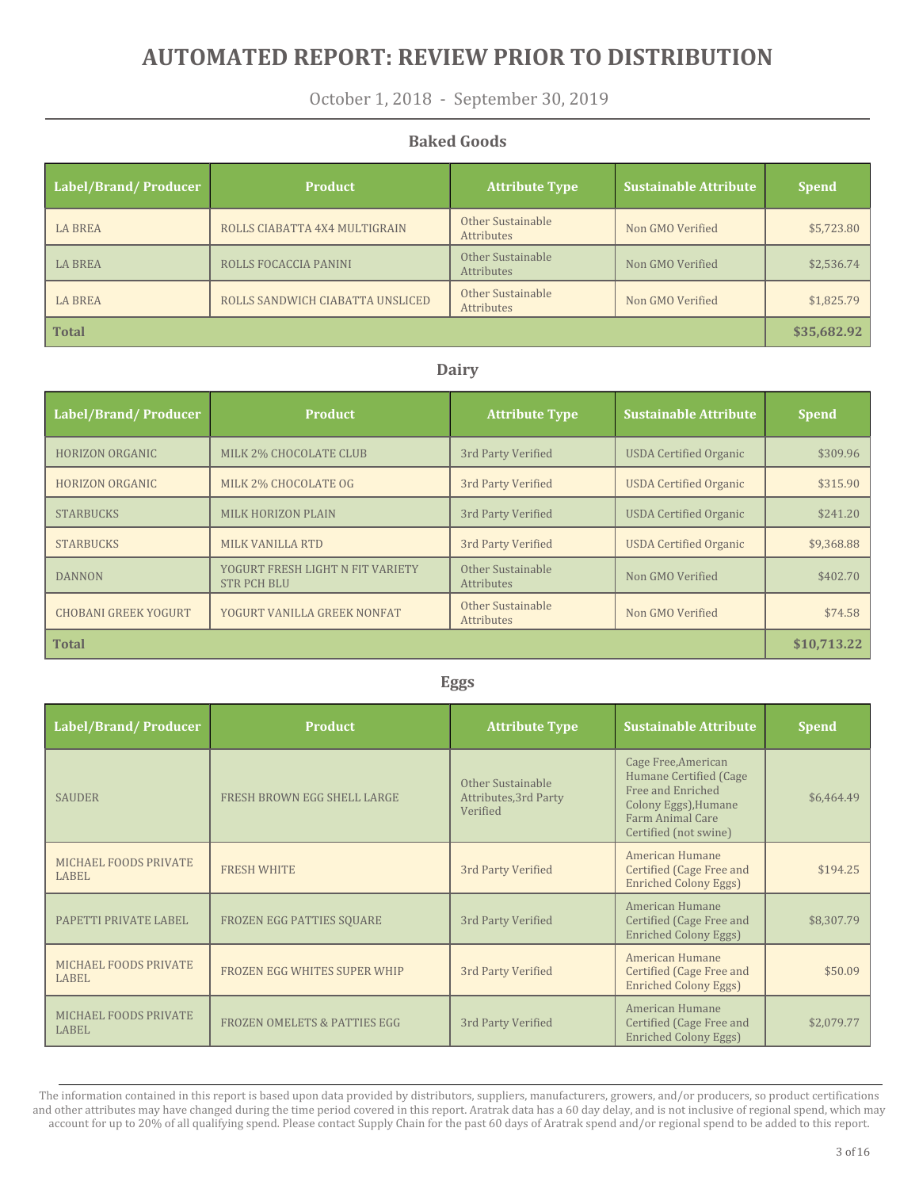# AUTOMATED REPORT: REVIEW PRIOR TO DISTRIBUTION

October 1, 2018 - September 30, 2019

## Baked Goods

| Label/Brand/ Producer | Product | Attribute Type | Sustainable Attribute | Spend |
|---|---|---|---|---|
| LA BREA | ROLLS CIABATTA 4X4 MULTIGRAIN | Other Sustainable Attributes | Non GMO Verified | $5,723.80 |
| LA BREA | ROLLS FOCACCIA PANINI | Other Sustainable Attributes | Non GMO Verified | $2,536.74 |
| LA BREA | ROLLS SANDWICH CIABATTA UNSLICED | Other Sustainable Attributes | Non GMO Verified | $1,825.79 |
| **Total** | | | | **$35,682.92** |

## Dairy

| Label/Brand/ Producer | Product | Attribute Type | Sustainable Attribute | Spend |
|---|---|---|---|---|
| HORIZON ORGANIC | MILK 2% CHOCOLATE CLUB | 3rd Party Verified | USDA Certified Organic | $309.96 |
| HORIZON ORGANIC | MILK 2% CHOCOLATE OG | 3rd Party Verified | USDA Certified Organic | $315.90 |
| STARBUCKS | MILK HORIZON PLAIN | 3rd Party Verified | USDA Certified Organic | $241.20 |
| STARBUCKS | MILK VANILLA RTD | 3rd Party Verified | USDA Certified Organic | $9,368.88 |
| DANNON | YOGURT FRESH LIGHT N FIT VARIETY STR PCH BLU | Other Sustainable Attributes | Non GMO Verified | $402.70 |
| CHOBANI GREEK YOGURT | YOGURT VANILLA GREEK NONFAT | Other Sustainable Attributes | Non GMO Verified | $74.58 |
| **Total** | | | | **$10,713.22** |

## Eggs

| Label/Brand/ Producer | Product | Attribute Type | Sustainable Attribute | Spend |
|---|---|---|---|---|
| SAUDER | FRESH BROWN EGG SHELL LARGE | Other Sustainable Attributes,3rd Party Verified | Cage Free,American Humane Certified (Cage Free and Enriched Colony Eggs),Humane Farm Animal Care Certified (not swine) | $6,464.49 |
| MICHAEL FOODS PRIVATE LABEL | FRESH WHITE | 3rd Party Verified | American Humane Certified (Cage Free and Enriched Colony Eggs) | $194.25 |
| PAPETTI PRIVATE LABEL | FROZEN EGG PATTIES SQUARE | 3rd Party Verified | American Humane Certified (Cage Free and Enriched Colony Eggs) | $8,307.79 |
| MICHAEL FOODS PRIVATE LABEL | FROZEN EGG WHITES SUPER WHIP | 3rd Party Verified | American Humane Certified (Cage Free and Enriched Colony Eggs) | $50.09 |
| MICHAEL FOODS PRIVATE LABEL | FROZEN OMELETS & PATTIES EGG | 3rd Party Verified | American Humane Certified (Cage Free and Enriched Colony Eggs) | $2,079.77 |

The information contained in this report is based upon data provided by distributors, suppliers, manufacturers, growers, and/or producers, so product certifications and other attributes may have changed during the time period covered in this report. Aratrak data has a 60 day delay, and is not inclusive of regional spend, which may account for up to 20% of all qualifying spend. Please contact Supply Chain for the past 60 days of Aratrak spend and/or regional spend to be added to this report.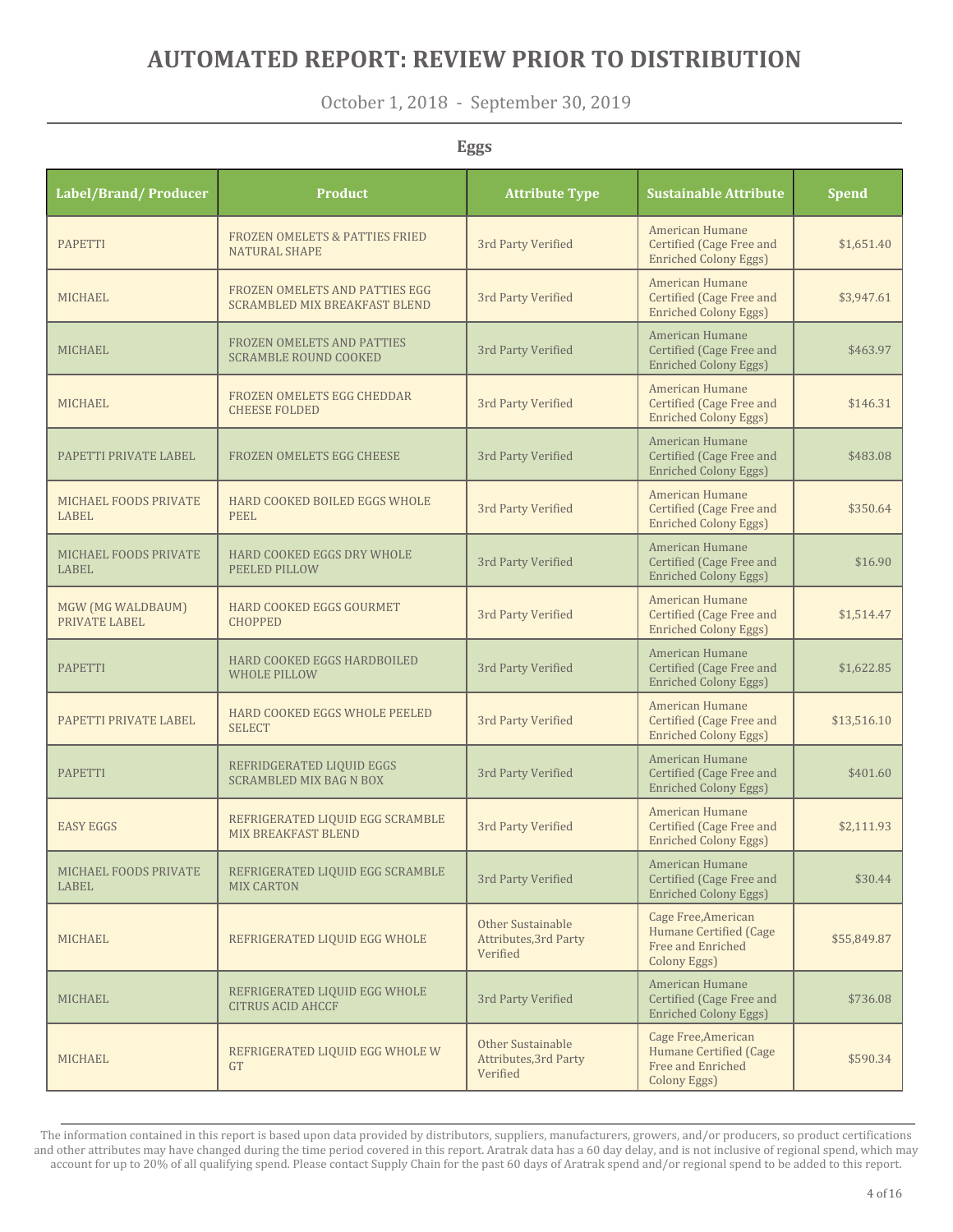# AUTOMATED REPORT: REVIEW PRIOR TO DISTRIBUTION

October 1, 2018 - September 30, 2019

## Eggs

| Label/Brand/ Producer | Product | Attribute Type | Sustainable Attribute | Spend |
|---|---|---|---|---|
| PAPETTI | FROZEN OMELETS & PATTIES FRIED NATURAL SHAPE | 3rd Party Verified | American Humane Certified (Cage Free and Enriched Colony Eggs) | $1,651.40 |
| MICHAEL | FROZEN OMELETS AND PATTIES EGG SCRAMBLED MIX BREAKFAST BLEND | 3rd Party Verified | American Humane Certified (Cage Free and Enriched Colony Eggs) | $3,947.61 |
| MICHAEL | FROZEN OMELETS AND PATTIES SCRAMBLE ROUND COOKED | 3rd Party Verified | American Humane Certified (Cage Free and Enriched Colony Eggs) | $463.97 |
| MICHAEL | FROZEN OMELETS EGG CHEDDAR CHEESE FOLDED | 3rd Party Verified | American Humane Certified (Cage Free and Enriched Colony Eggs) | $146.31 |
| PAPETTI PRIVATE LABEL | FROZEN OMELETS EGG CHEESE | 3rd Party Verified | American Humane Certified (Cage Free and Enriched Colony Eggs) | $483.08 |
| MICHAEL FOODS PRIVATE LABEL | HARD COOKED BOILED EGGS WHOLE PEEL | 3rd Party Verified | American Humane Certified (Cage Free and Enriched Colony Eggs) | $350.64 |
| MICHAEL FOODS PRIVATE LABEL | HARD COOKED EGGS DRY WHOLE PEELED PILLOW | 3rd Party Verified | American Humane Certified (Cage Free and Enriched Colony Eggs) | $16.90 |
| MGW (MG WALDBAUM) PRIVATE LABEL | HARD COOKED EGGS GOURMET CHOPPED | 3rd Party Verified | American Humane Certified (Cage Free and Enriched Colony Eggs) | $1,514.47 |
| PAPETTI | HARD COOKED EGGS HARDBOILED WHOLE PILLOW | 3rd Party Verified | American Humane Certified (Cage Free and Enriched Colony Eggs) | $1,622.85 |
| PAPETTI PRIVATE LABEL | HARD COOKED EGGS WHOLE PEELED SELECT | 3rd Party Verified | American Humane Certified (Cage Free and Enriched Colony Eggs) | $13,516.10 |
| PAPETTI | REFRIDGERATED LIQUID EGGS SCRAMBLED MIX BAG N BOX | 3rd Party Verified | American Humane Certified (Cage Free and Enriched Colony Eggs) | $401.60 |
| EASY EGGS | REFRIGERATED LIQUID EGG SCRAMBLE MIX BREAKFAST BLEND | 3rd Party Verified | American Humane Certified (Cage Free and Enriched Colony Eggs) | $2,111.93 |
| MICHAEL FOODS PRIVATE LABEL | REFRIGERATED LIQUID EGG SCRAMBLE MIX CARTON | 3rd Party Verified | American Humane Certified (Cage Free and Enriched Colony Eggs) | $30.44 |
| MICHAEL | REFRIGERATED LIQUID EGG WHOLE | Other Sustainable Attributes,3rd Party Verified | Cage Free,American Humane Certified (Cage Free and Enriched Colony Eggs) | $55,849.87 |
| MICHAEL | REFRIGERATED LIQUID EGG WHOLE CITRUS ACID AHCCF | 3rd Party Verified | American Humane Certified (Cage Free and Enriched Colony Eggs) | $736.08 |
| MICHAEL | REFRIGERATED LIQUID EGG WHOLE W GT | Other Sustainable Attributes,3rd Party Verified | Cage Free,American Humane Certified (Cage Free and Enriched Colony Eggs) | $590.34 |

The information contained in this report is based upon data provided by distributors, suppliers, manufacturers, growers, and/or producers, so product certifications and other attributes may have changed during the time period covered in this report. Aratrak data has a 60 day delay, and is not inclusive of regional spend, which may account for up to 20% of all qualifying spend. Please contact Supply Chain for the past 60 days of Aratrak spend and/or regional spend to be added to this report.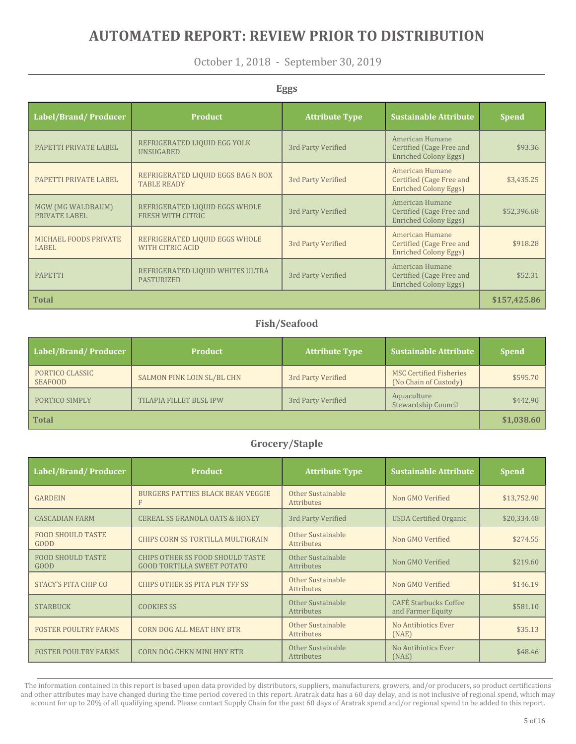# AUTOMATED REPORT: REVIEW PRIOR TO DISTRIBUTION

October 1, 2018 - September 30, 2019

## Eggs

| Label/Brand/ Producer | Product | Attribute Type | Sustainable Attribute | Spend |
|---|---|---|---|---|
| PAPETTI PRIVATE LABEL | REFRIGERATED LIQUID EGG YOLK UNSUGARED | 3rd Party Verified | American Humane Certified (Cage Free and Enriched Colony Eggs) | $93.36 |
| PAPETTI PRIVATE LABEL | REFRIGERATED LIQUID EGGS BAG N BOX TABLE READY | 3rd Party Verified | American Humane Certified (Cage Free and Enriched Colony Eggs) | $3,435.25 |
| MGW (MG WALDBAUM) PRIVATE LABEL | REFRIGERATED LIQUID EGGS WHOLE FRESH WITH CITRIC | 3rd Party Verified | American Humane Certified (Cage Free and Enriched Colony Eggs) | $52,396.68 |
| MICHAEL FOODS PRIVATE LABEL | REFRIGERATED LIQUID EGGS WHOLE WITH CITRIC ACID | 3rd Party Verified | American Humane Certified (Cage Free and Enriched Colony Eggs) | $918.28 |
| PAPETTI | REFRIGERATED LIQUID WHITES ULTRA PASTURIZED | 3rd Party Verified | American Humane Certified (Cage Free and Enriched Colony Eggs) | $52.31 |
| **Total** | | | | **$157,425.86** |

## Fish/Seafood

| Label/Brand/ Producer | Product | Attribute Type | Sustainable Attribute | Spend |
|---|---|---|---|---|
| PORTICO CLASSIC SEAFOOD | SALMON PINK LOIN SL/BL CHN | 3rd Party Verified | MSC Certified Fisheries (No Chain of Custody) | $595.70 |
| PORTICO SIMPLY | TILAPIA FILLET BLSL IPW | 3rd Party Verified | Aquaculture Stewardship Council | $442.90 |
| **Total** | | | | **$1,038.60** |

## Grocery/Staple

| Label/Brand/ Producer | Product | Attribute Type | Sustainable Attribute | Spend |
|---|---|---|---|---|
| GARDEIN | BURGERS PATTIES BLACK BEAN VEGGIE F | Other Sustainable Attributes | Non GMO Verified | $13,752.90 |
| CASCADIAN FARM | CEREAL SS GRANOLA OATS & HONEY | 3rd Party Verified | USDA Certified Organic | $20,334.48 |
| FOOD SHOULD TASTE GOOD | CHIPS CORN SS TORTILLA MULTIGRAIN | Other Sustainable Attributes | Non GMO Verified | $274.55 |
| FOOD SHOULD TASTE GOOD | CHIPS OTHER SS FOOD SHOULD TASTE GOOD TORTILLA SWEET POTATO | Other Sustainable Attributes | Non GMO Verified | $219.60 |
| STACY'S PITA CHIP CO | CHIPS OTHER SS PITA PLN TFF SS | Other Sustainable Attributes | Non GMO Verified | $146.19 |
| STARBUCK | COOKIES SS | Other Sustainable Attributes | CAFÉ Starbucks Coffee and Farmer Equity | $581.10 |
| FOSTER POULTRY FARMS | CORN DOG ALL MEAT HNY BTR | Other Sustainable Attributes | No Antibiotics Ever (NAE) | $35.13 |
| FOSTER POULTRY FARMS | CORN DOG CHKN MINI HNY BTR | Other Sustainable Attributes | No Antibiotics Ever (NAE) | $48.46 |

The information contained in this report is based upon data provided by distributors, suppliers, manufacturers, growers, and/or producers, so product certifications and other attributes may have changed during the time period covered in this report. Aratrak data has a 60 day delay, and is not inclusive of regional spend, which may account for up to 20% of all qualifying spend. Please contact Supply Chain for the past 60 days of Aratrak spend and/or regional spend to be added to this report.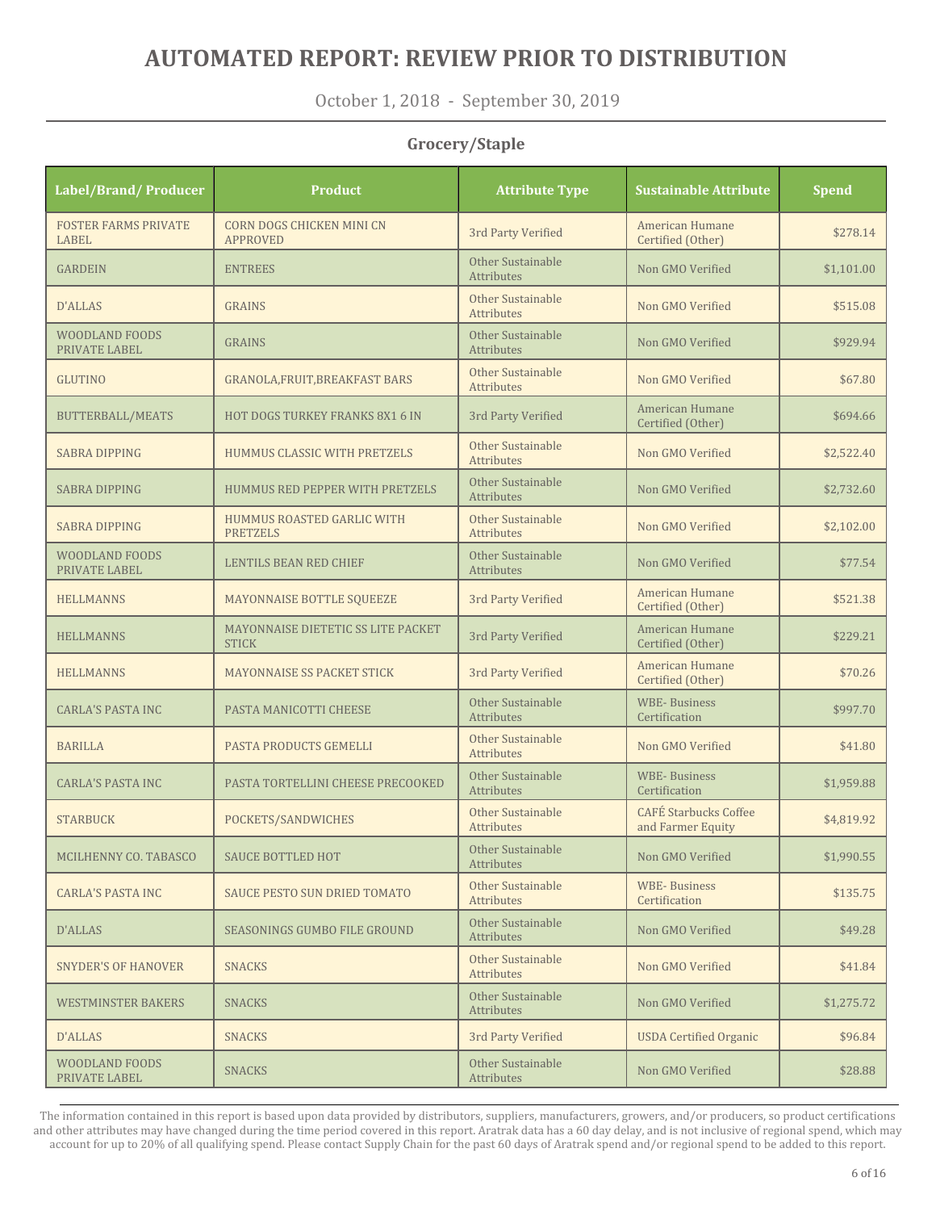# AUTOMATED REPORT: REVIEW PRIOR TO DISTRIBUTION

October 1, 2018 - September 30, 2019

## Grocery/Staple

| Label/Brand/ Producer | Product | Attribute Type | Sustainable Attribute | Spend |
|---|---|---|---|---|
| FOSTER FARMS PRIVATE LABEL | CORN DOGS CHICKEN MINI CN APPROVED | 3rd Party Verified | American Humane Certified (Other) | $278.14 |
| GARDEIN | ENTREES | Other Sustainable Attributes | Non GMO Verified | $1,101.00 |
| D'ALLAS | GRAINS | Other Sustainable Attributes | Non GMO Verified | $515.08 |
| WOODLAND FOODS PRIVATE LABEL | GRAINS | Other Sustainable Attributes | Non GMO Verified | $929.94 |
| GLUTINO | GRANOLA,FRUIT,BREAKFAST BARS | Other Sustainable Attributes | Non GMO Verified | $67.80 |
| BUTTERBALL/MEATS | HOT DOGS TURKEY FRANKS 8X1 6 IN | 3rd Party Verified | American Humane Certified (Other) | $694.66 |
| SABRA DIPPING | HUMMUS CLASSIC WITH PRETZELS | Other Sustainable Attributes | Non GMO Verified | $2,522.40 |
| SABRA DIPPING | HUMMUS RED PEPPER WITH PRETZELS | Other Sustainable Attributes | Non GMO Verified | $2,732.60 |
| SABRA DIPPING | HUMMUS ROASTED GARLIC WITH PRETZELS | Other Sustainable Attributes | Non GMO Verified | $2,102.00 |
| WOODLAND FOODS PRIVATE LABEL | LENTILS BEAN RED CHIEF | Other Sustainable Attributes | Non GMO Verified | $77.54 |
| HELLMANNS | MAYONNAISE BOTTLE SQUEEZE | 3rd Party Verified | American Humane Certified (Other) | $521.38 |
| HELLMANNS | MAYONNAISE DIETETIC SS LITE PACKET STICK | 3rd Party Verified | American Humane Certified (Other) | $229.21 |
| HELLMANNS | MAYONNAISE SS PACKET STICK | 3rd Party Verified | American Humane Certified (Other) | $70.26 |
| CARLA'S PASTA INC | PASTA MANICOTTI CHEESE | Other Sustainable Attributes | WBE- Business Certification | $997.70 |
| BARILLA | PASTA PRODUCTS GEMELLI | Other Sustainable Attributes | Non GMO Verified | $41.80 |
| CARLA'S PASTA INC | PASTA TORTELLINI CHEESE PRECOOKED | Other Sustainable Attributes | WBE- Business Certification | $1,959.88 |
| STARBUCK | POCKETS/SANDWICHES | Other Sustainable Attributes | CAFÉ Starbucks Coffee and Farmer Equity | $4,819.92 |
| MCILHENNY CO. TABASCO | SAUCE BOTTLED HOT | Other Sustainable Attributes | Non GMO Verified | $1,990.55 |
| CARLA'S PASTA INC | SAUCE PESTO SUN DRIED TOMATO | Other Sustainable Attributes | WBE- Business Certification | $135.75 |
| D'ALLAS | SEASONINGS GUMBO FILE GROUND | Other Sustainable Attributes | Non GMO Verified | $49.28 |
| SNYDER'S OF HANOVER | SNACKS | Other Sustainable Attributes | Non GMO Verified | $41.84 |
| WESTMINSTER BAKERS | SNACKS | Other Sustainable Attributes | Non GMO Verified | $1,275.72 |
| D'ALLAS | SNACKS | 3rd Party Verified | USDA Certified Organic | $96.84 |
| WOODLAND FOODS PRIVATE LABEL | SNACKS | Other Sustainable Attributes | Non GMO Verified | $28.88 |

The information contained in this report is based upon data provided by distributors, suppliers, manufacturers, growers, and/or producers, so product certifications and other attributes may have changed during the time period covered in this report. Aratrak data has a 60 day delay, and is not inclusive of regional spend, which may account for up to 20% of all qualifying spend. Please contact Supply Chain for the past 60 days of Aratrak spend and/or regional spend to be added to this report.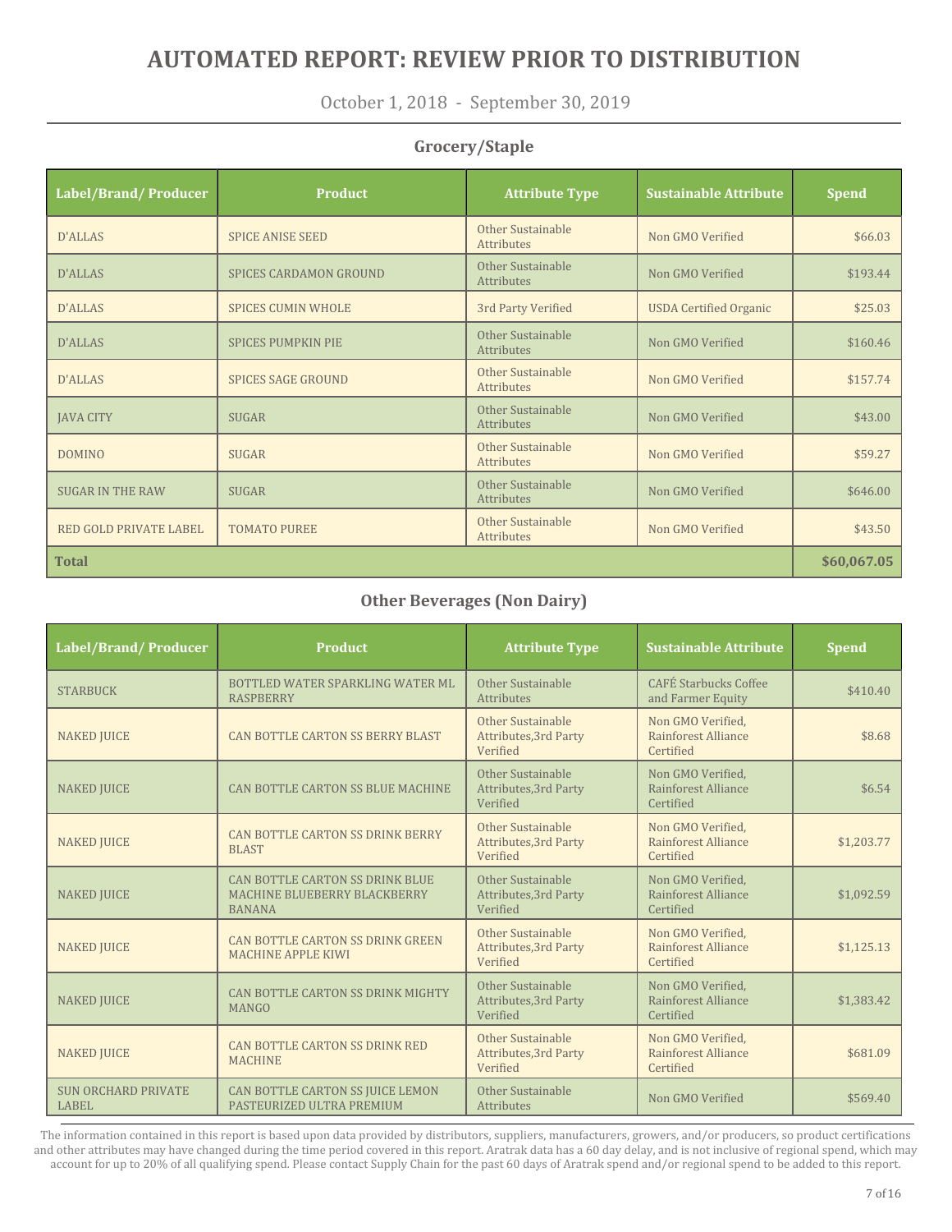# AUTOMATED REPORT: REVIEW PRIOR TO DISTRIBUTION

October 1, 2018 - September 30, 2019

## Grocery/Staple

| Label/Brand/ Producer | Product | Attribute Type | Sustainable Attribute | Spend |
|---|---|---|---|---|
| D'ALLAS | SPICE ANISE SEED | Other Sustainable Attributes | Non GMO Verified | $66.03 |
| D'ALLAS | SPICES CARDAMON GROUND | Other Sustainable Attributes | Non GMO Verified | $193.44 |
| D'ALLAS | SPICES CUMIN WHOLE | 3rd Party Verified | USDA Certified Organic | $25.03 |
| D'ALLAS | SPICES PUMPKIN PIE | Other Sustainable Attributes | Non GMO Verified | $160.46 |
| D'ALLAS | SPICES SAGE GROUND | Other Sustainable Attributes | Non GMO Verified | $157.74 |
| JAVA CITY | SUGAR | Other Sustainable Attributes | Non GMO Verified | $43.00 |
| DOMINO | SUGAR | Other Sustainable Attributes | Non GMO Verified | $59.27 |
| SUGAR IN THE RAW | SUGAR | Other Sustainable Attributes | Non GMO Verified | $646.00 |
| RED GOLD PRIVATE LABEL | TOMATO PUREE | Other Sustainable Attributes | Non GMO Verified | $43.50 |
| **Total** | | | | **$60,067.05** |

## Other Beverages (Non Dairy)

| Label/Brand/ Producer | Product | Attribute Type | Sustainable Attribute | Spend |
|---|---|---|---|---|
| STARBUCK | BOTTLED WATER SPARKLING WATER ML RASPBERRY | Other Sustainable Attributes | CAFÉ Starbucks Coffee and Farmer Equity | $410.40 |
| NAKED JUICE | CAN BOTTLE CARTON SS BERRY BLAST | Other Sustainable Attributes,3rd Party Verified | Non GMO Verified, Rainforest Alliance Certified | $8.68 |
| NAKED JUICE | CAN BOTTLE CARTON SS BLUE MACHINE | Other Sustainable Attributes,3rd Party Verified | Non GMO Verified, Rainforest Alliance Certified | $6.54 |
| NAKED JUICE | CAN BOTTLE CARTON SS DRINK BERRY BLAST | Other Sustainable Attributes,3rd Party Verified | Non GMO Verified, Rainforest Alliance Certified | $1,203.77 |
| NAKED JUICE | CAN BOTTLE CARTON SS DRINK BLUE MACHINE BLUEBERRY BLACKBERRY BANANA | Other Sustainable Attributes,3rd Party Verified | Non GMO Verified, Rainforest Alliance Certified | $1,092.59 |
| NAKED JUICE | CAN BOTTLE CARTON SS DRINK GREEN MACHINE APPLE KIWI | Other Sustainable Attributes,3rd Party Verified | Non GMO Verified, Rainforest Alliance Certified | $1,125.13 |
| NAKED JUICE | CAN BOTTLE CARTON SS DRINK MIGHTY MANGO | Other Sustainable Attributes,3rd Party Verified | Non GMO Verified, Rainforest Alliance Certified | $1,383.42 |
| NAKED JUICE | CAN BOTTLE CARTON SS DRINK RED MACHINE | Other Sustainable Attributes,3rd Party Verified | Non GMO Verified, Rainforest Alliance Certified | $681.09 |
| SUN ORCHARD PRIVATE LABEL | CAN BOTTLE CARTON SS JUICE LEMON PASTEURIZED ULTRA PREMIUM | Other Sustainable Attributes | Non GMO Verified | $569.40 |

The information contained in this report is based upon data provided by distributors, suppliers, manufacturers, growers, and/or producers, so product certifications and other attributes may have changed during the time period covered in this report. Aratrak data has a 60 day delay, and is not inclusive of regional spend, which may account for up to 20% of all qualifying spend. Please contact Supply Chain for the past 60 days of Aratrak spend and/or regional spend to be added to this report.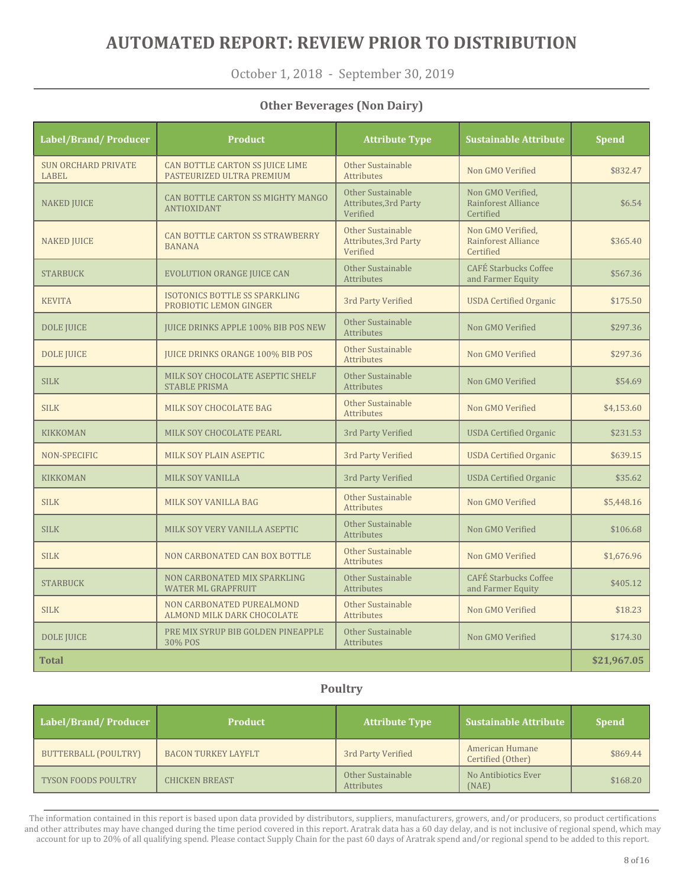# AUTOMATED REPORT: REVIEW PRIOR TO DISTRIBUTION

October 1, 2018 - September 30, 2019

## Other Beverages (Non Dairy)

| Label/Brand/ Producer | Product | Attribute Type | Sustainable Attribute | Spend |
|---|---|---|---|---|
| SUN ORCHARD PRIVATE LABEL | CAN BOTTLE CARTON SS JUICE LIME PASTEURIZED ULTRA PREMIUM | Other Sustainable Attributes | Non GMO Verified | $832.47 |
| NAKED JUICE | CAN BOTTLE CARTON SS MIGHTY MANGO ANTIOXIDANT | Other Sustainable Attributes,3rd Party Verified | Non GMO Verified, Rainforest Alliance Certified | $6.54 |
| NAKED JUICE | CAN BOTTLE CARTON SS STRAWBERRY BANANA | Other Sustainable Attributes,3rd Party Verified | Non GMO Verified, Rainforest Alliance Certified | $365.40 |
| STARBUCK | EVOLUTION ORANGE JUICE CAN | Other Sustainable Attributes | CAFÉ Starbucks Coffee and Farmer Equity | $567.36 |
| KEVITA | ISOTONICS BOTTLE SS SPARKLING PROBIOTIC LEMON GINGER | 3rd Party Verified | USDA Certified Organic | $175.50 |
| DOLE JUICE | JUICE DRINKS APPLE 100% BIB POS NEW | Other Sustainable Attributes | Non GMO Verified | $297.36 |
| DOLE JUICE | JUICE DRINKS ORANGE 100% BIB POS | Other Sustainable Attributes | Non GMO Verified | $297.36 |
| SILK | MILK SOY CHOCOLATE ASEPTIC SHELF STABLE PRISMA | Other Sustainable Attributes | Non GMO Verified | $54.69 |
| SILK | MILK SOY CHOCOLATE BAG | Other Sustainable Attributes | Non GMO Verified | $4,153.60 |
| KIKKOMAN | MILK SOY CHOCOLATE PEARL | 3rd Party Verified | USDA Certified Organic | $231.53 |
| NON-SPECIFIC | MILK SOY PLAIN ASEPTIC | 3rd Party Verified | USDA Certified Organic | $639.15 |
| KIKKOMAN | MILK SOY VANILLA | 3rd Party Verified | USDA Certified Organic | $35.62 |
| SILK | MILK SOY VANILLA BAG | Other Sustainable Attributes | Non GMO Verified | $5,448.16 |
| SILK | MILK SOY VERY VANILLA ASEPTIC | Other Sustainable Attributes | Non GMO Verified | $106.68 |
| SILK | NON CARBONATED CAN BOX BOTTLE | Other Sustainable Attributes | Non GMO Verified | $1,676.96 |
| STARBUCK | NON CARBONATED MIX SPARKLING WATER ML GRAPFRUIT | Other Sustainable Attributes | CAFÉ Starbucks Coffee and Farmer Equity | $405.12 |
| SILK | NON CARBONATED PUREALMOND ALMOND MILK DARK CHOCOLATE | Other Sustainable Attributes | Non GMO Verified | $18.23 |
| DOLE JUICE | PRE MIX SYRUP BIB GOLDEN PINEAPPLE 30% POS | Other Sustainable Attributes | Non GMO Verified | $174.30 |
| **Total** | | | | **$21,967.05** |

## Poultry

| Label/Brand/ Producer | Product | Attribute Type | Sustainable Attribute | Spend |
|---|---|---|---|---|
| BUTTERBALL (POULTRY) | BACON TURKEY LAYFLT | 3rd Party Verified | American Humane Certified (Other) | $869.44 |
| TYSON FOODS POULTRY | CHICKEN BREAST | Other Sustainable Attributes | No Antibiotics Ever (NAE) | $168.20 |

The information contained in this report is based upon data provided by distributors, suppliers, manufacturers, growers, and/or producers, so product certifications and other attributes may have changed during the time period covered in this report. Aratrak data has a 60 day delay, and is not inclusive of regional spend, which may account for up to 20% of all qualifying spend. Please contact Supply Chain for the past 60 days of Aratrak spend and/or regional spend to be added to this report.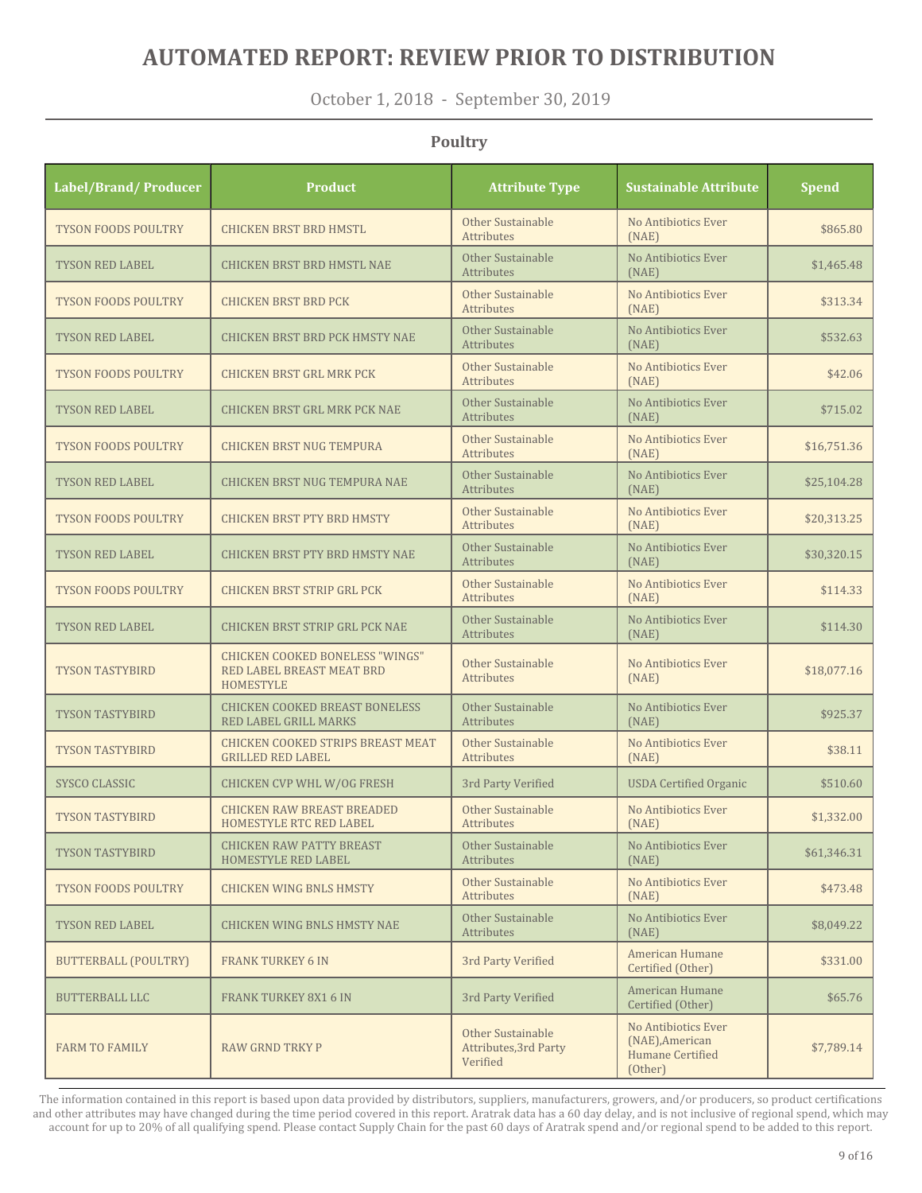# AUTOMATED REPORT: REVIEW PRIOR TO DISTRIBUTION

October 1, 2018 - September 30, 2019

### Poultry

| Label/Brand/ Producer | Product | Attribute Type | Sustainable Attribute | Spend |
|---|---|---|---|---|
| TYSON FOODS POULTRY | CHICKEN BRST BRD HMSTL | Other Sustainable Attributes | No Antibiotics Ever (NAE) | $865.80 |
| TYSON RED LABEL | CHICKEN BRST BRD HMSTL NAE | Other Sustainable Attributes | No Antibiotics Ever (NAE) | $1,465.48 |
| TYSON FOODS POULTRY | CHICKEN BRST BRD PCK | Other Sustainable Attributes | No Antibiotics Ever (NAE) | $313.34 |
| TYSON RED LABEL | CHICKEN BRST BRD PCK HMSTY NAE | Other Sustainable Attributes | No Antibiotics Ever (NAE) | $532.63 |
| TYSON FOODS POULTRY | CHICKEN BRST GRL MRK PCK | Other Sustainable Attributes | No Antibiotics Ever (NAE) | $42.06 |
| TYSON RED LABEL | CHICKEN BRST GRL MRK PCK NAE | Other Sustainable Attributes | No Antibiotics Ever (NAE) | $715.02 |
| TYSON FOODS POULTRY | CHICKEN BRST NUG TEMPURA | Other Sustainable Attributes | No Antibiotics Ever (NAE) | $16,751.36 |
| TYSON RED LABEL | CHICKEN BRST NUG TEMPURA NAE | Other Sustainable Attributes | No Antibiotics Ever (NAE) | $25,104.28 |
| TYSON FOODS POULTRY | CHICKEN BRST PTY BRD HMSTY | Other Sustainable Attributes | No Antibiotics Ever (NAE) | $20,313.25 |
| TYSON RED LABEL | CHICKEN BRST PTY BRD HMSTY NAE | Other Sustainable Attributes | No Antibiotics Ever (NAE) | $30,320.15 |
| TYSON FOODS POULTRY | CHICKEN BRST STRIP GRL PCK | Other Sustainable Attributes | No Antibiotics Ever (NAE) | $114.33 |
| TYSON RED LABEL | CHICKEN BRST STRIP GRL PCK NAE | Other Sustainable Attributes | No Antibiotics Ever (NAE) | $114.30 |
| TYSON TASTYBIRD | CHICKEN COOKED BONELESS "WINGS" RED LABEL BREAST MEAT BRD HOMESTYLE | Other Sustainable Attributes | No Antibiotics Ever (NAE) | $18,077.16 |
| TYSON TASTYBIRD | CHICKEN COOKED BREAST BONELESS RED LABEL GRILL MARKS | Other Sustainable Attributes | No Antibiotics Ever (NAE) | $925.37 |
| TYSON TASTYBIRD | CHICKEN COOKED STRIPS BREAST MEAT GRILLED RED LABEL | Other Sustainable Attributes | No Antibiotics Ever (NAE) | $38.11 |
| SYSCO CLASSIC | CHICKEN CVP WHL W/OG FRESH | 3rd Party Verified | USDA Certified Organic | $510.60 |
| TYSON TASTYBIRD | CHICKEN RAW BREAST BREADED HOMESTYLE RTC RED LABEL | Other Sustainable Attributes | No Antibiotics Ever (NAE) | $1,332.00 |
| TYSON TASTYBIRD | CHICKEN RAW PATTY BREAST HOMESTYLE RED LABEL | Other Sustainable Attributes | No Antibiotics Ever (NAE) | $61,346.31 |
| TYSON FOODS POULTRY | CHICKEN WING BNLS HMSTY | Other Sustainable Attributes | No Antibiotics Ever (NAE) | $473.48 |
| TYSON RED LABEL | CHICKEN WING BNLS HMSTY NAE | Other Sustainable Attributes | No Antibiotics Ever (NAE) | $8,049.22 |
| BUTTERBALL (POULTRY) | FRANK TURKEY 6 IN | 3rd Party Verified | American Humane Certified (Other) | $331.00 |
| BUTTERBALL LLC | FRANK TURKEY 8X1 6 IN | 3rd Party Verified | American Humane Certified (Other) | $65.76 |
| FARM TO FAMILY | RAW GRND TRKY P | Other Sustainable Attributes,3rd Party Verified | No Antibiotics Ever (NAE),American Humane Certified (Other) | $7,789.14 |

The information contained in this report is based upon data provided by distributors, suppliers, manufacturers, growers, and/or producers, so product certifications and other attributes may have changed during the time period covered in this report. Aratrak data has a 60 day delay, and is not inclusive of regional spend, which may account for up to 20% of all qualifying spend. Please contact Supply Chain for the past 60 days of Aratrak spend and/or regional spend to be added to this report.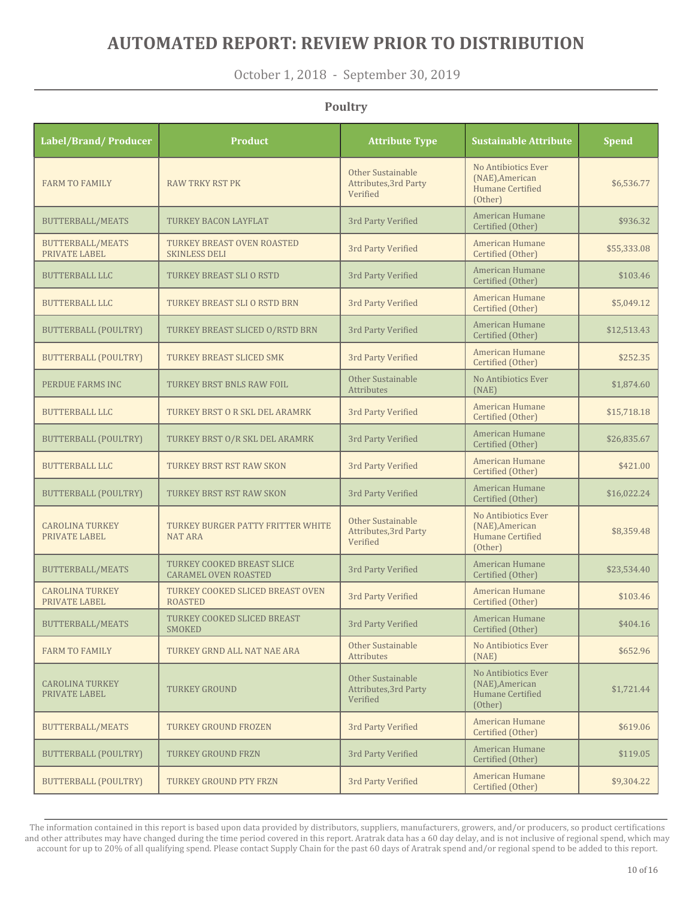# AUTOMATED REPORT: REVIEW PRIOR TO DISTRIBUTION

October 1, 2018 - September 30, 2019

## Poultry

| Label/Brand/ Producer | Product | Attribute Type | Sustainable Attribute | Spend |
|---|---|---|---|---|
| FARM TO FAMILY | RAW TRKY RST PK | Other Sustainable Attributes,3rd Party Verified | No Antibiotics Ever (NAE),American Humane Certified (Other) | $6,536.77 |
| BUTTERBALL/MEATS | TURKEY BACON LAYFLAT | 3rd Party Verified | American Humane Certified (Other) | $936.32 |
| BUTTERBALL/MEATS PRIVATE LABEL | TURKEY BREAST OVEN ROASTED SKINLESS DELI | 3rd Party Verified | American Humane Certified (Other) | $55,333.08 |
| BUTTERBALL LLC | TURKEY BREAST SLI O RSTD | 3rd Party Verified | American Humane Certified (Other) | $103.46 |
| BUTTERBALL LLC | TURKEY BREAST SLI O RSTD BRN | 3rd Party Verified | American Humane Certified (Other) | $5,049.12 |
| BUTTERBALL (POULTRY) | TURKEY BREAST SLICED O/RSTD BRN | 3rd Party Verified | American Humane Certified (Other) | $12,513.43 |
| BUTTERBALL (POULTRY) | TURKEY BREAST SLICED SMK | 3rd Party Verified | American Humane Certified (Other) | $252.35 |
| PERDUE FARMS INC | TURKEY BRST BNLS RAW FOIL | Other Sustainable Attributes | No Antibiotics Ever (NAE) | $1,874.60 |
| BUTTERBALL LLC | TURKEY BRST O R SKL DEL ARAMRK | 3rd Party Verified | American Humane Certified (Other) | $15,718.18 |
| BUTTERBALL (POULTRY) | TURKEY BRST O/R SKL DEL ARAMRK | 3rd Party Verified | American Humane Certified (Other) | $26,835.67 |
| BUTTERBALL LLC | TURKEY BRST RST RAW SKON | 3rd Party Verified | American Humane Certified (Other) | $421.00 |
| BUTTERBALL (POULTRY) | TURKEY BRST RST RAW SKON | 3rd Party Verified | American Humane Certified (Other) | $16,022.24 |
| CAROLINA TURKEY PRIVATE LABEL | TURKEY BURGER PATTY FRITTER WHITE NAT ARA | Other Sustainable Attributes,3rd Party Verified | No Antibiotics Ever (NAE),American Humane Certified (Other) | $8,359.48 |
| BUTTERBALL/MEATS | TURKEY COOKED BREAST SLICE CARAMEL OVEN ROASTED | 3rd Party Verified | American Humane Certified (Other) | $23,534.40 |
| CAROLINA TURKEY PRIVATE LABEL | TURKEY COOKED SLICED BREAST OVEN ROASTED | 3rd Party Verified | American Humane Certified (Other) | $103.46 |
| BUTTERBALL/MEATS | TURKEY COOKED SLICED BREAST SMOKED | 3rd Party Verified | American Humane Certified (Other) | $404.16 |
| FARM TO FAMILY | TURKEY GRND ALL NAT NAE ARA | Other Sustainable Attributes | No Antibiotics Ever (NAE) | $652.96 |
| CAROLINA TURKEY PRIVATE LABEL | TURKEY GROUND | Other Sustainable Attributes,3rd Party Verified | No Antibiotics Ever (NAE),American Humane Certified (Other) | $1,721.44 |
| BUTTERBALL/MEATS | TURKEY GROUND FROZEN | 3rd Party Verified | American Humane Certified (Other) | $619.06 |
| BUTTERBALL (POULTRY) | TURKEY GROUND FRZN | 3rd Party Verified | American Humane Certified (Other) | $119.05 |
| BUTTERBALL (POULTRY) | TURKEY GROUND PTY FRZN | 3rd Party Verified | American Humane Certified (Other) | $9,304.22 |

The information contained in this report is based upon data provided by distributors, suppliers, manufacturers, growers, and/or producers, so product certifications and other attributes may have changed during the time period covered in this report. Aratrak data has a 60 day delay, and is not inclusive of regional spend, which may account for up to 20% of all qualifying spend. Please contact Supply Chain for the past 60 days of Aratrak spend and/or regional spend to be added to this report.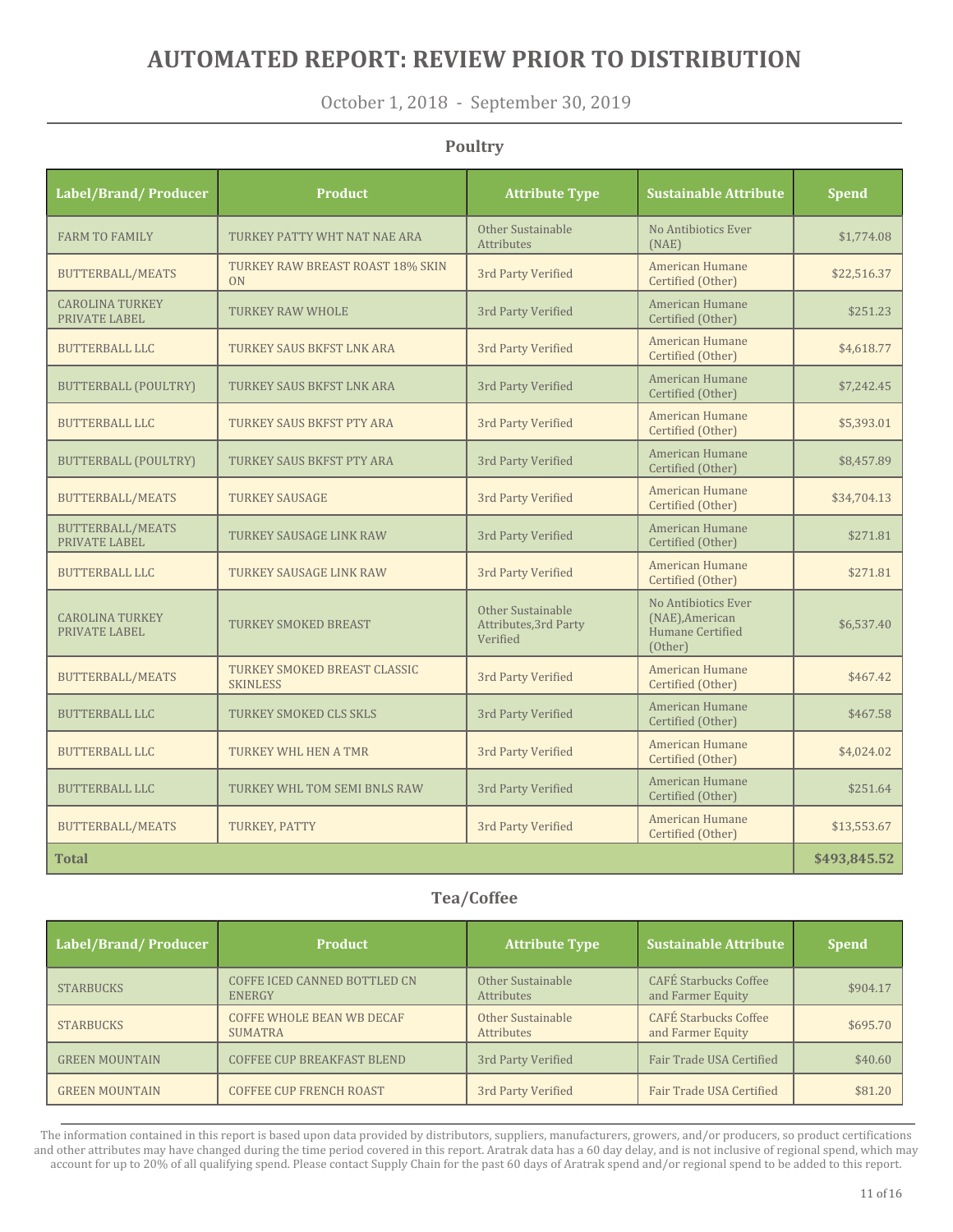# AUTOMATED REPORT: REVIEW PRIOR TO DISTRIBUTION

October 1, 2018 - September 30, 2019

## Poultry

| Label/Brand/ Producer | Product | Attribute Type | Sustainable Attribute | Spend |
|---|---|---|---|---|
| FARM TO FAMILY | TURKEY PATTY WHT NAT NAE ARA | Other Sustainable Attributes | No Antibiotics Ever (NAE) | $1,774.08 |
| BUTTERBALL/MEATS | TURKEY RAW BREAST ROAST 18% SKIN ON | 3rd Party Verified | American Humane Certified (Other) | $22,516.37 |
| CAROLINA TURKEY PRIVATE LABEL | TURKEY RAW WHOLE | 3rd Party Verified | American Humane Certified (Other) | $251.23 |
| BUTTERBALL LLC | TURKEY SAUS BKFST LNK ARA | 3rd Party Verified | American Humane Certified (Other) | $4,618.77 |
| BUTTERBALL (POULTRY) | TURKEY SAUS BKFST LNK ARA | 3rd Party Verified | American Humane Certified (Other) | $7,242.45 |
| BUTTERBALL LLC | TURKEY SAUS BKFST PTY ARA | 3rd Party Verified | American Humane Certified (Other) | $5,393.01 |
| BUTTERBALL (POULTRY) | TURKEY SAUS BKFST PTY ARA | 3rd Party Verified | American Humane Certified (Other) | $8,457.89 |
| BUTTERBALL/MEATS | TURKEY SAUSAGE | 3rd Party Verified | American Humane Certified (Other) | $34,704.13 |
| BUTTERBALL/MEATS PRIVATE LABEL | TURKEY SAUSAGE LINK RAW | 3rd Party Verified | American Humane Certified (Other) | $271.81 |
| BUTTERBALL LLC | TURKEY SAUSAGE LINK RAW | 3rd Party Verified | American Humane Certified (Other) | $271.81 |
| CAROLINA TURKEY PRIVATE LABEL | TURKEY SMOKED BREAST | Other Sustainable Attributes,3rd Party Verified | No Antibiotics Ever (NAE),American Humane Certified (Other) | $6,537.40 |
| BUTTERBALL/MEATS | TURKEY SMOKED BREAST CLASSIC SKINLESS | 3rd Party Verified | American Humane Certified (Other) | $467.42 |
| BUTTERBALL LLC | TURKEY SMOKED CLS SKLS | 3rd Party Verified | American Humane Certified (Other) | $467.58 |
| BUTTERBALL LLC | TURKEY WHL HEN A TMR | 3rd Party Verified | American Humane Certified (Other) | $4,024.02 |
| BUTTERBALL LLC | TURKEY WHL TOM SEMI BNLS RAW | 3rd Party Verified | American Humane Certified (Other) | $251.64 |
| BUTTERBALL/MEATS | TURKEY, PATTY | 3rd Party Verified | American Humane Certified (Other) | $13,553.67 |
| **Total** | | | | **$493,845.52** |

## Tea/Coffee

| Label/Brand/ Producer | Product | Attribute Type | Sustainable Attribute | Spend |
|---|---|---|---|---|
| STARBUCKS | COFFE ICED CANNED BOTTLED CN ENERGY | Other Sustainable Attributes | CAFÉ Starbucks Coffee and Farmer Equity | $904.17 |
| STARBUCKS | COFFE WHOLE BEAN WB DECAF SUMATRA | Other Sustainable Attributes | CAFÉ Starbucks Coffee and Farmer Equity | $695.70 |
| GREEN MOUNTAIN | COFFEE CUP BREAKFAST BLEND | 3rd Party Verified | Fair Trade USA Certified | $40.60 |
| GREEN MOUNTAIN | COFFEE CUP FRENCH ROAST | 3rd Party Verified | Fair Trade USA Certified | $81.20 |

The information contained in this report is based upon data provided by distributors, suppliers, manufacturers, growers, and/or producers, so product certifications and other attributes may have changed during the time period covered in this report. Aratrak data has a 60 day delay, and is not inclusive of regional spend, which may account for up to 20% of all qualifying spend. Please contact Supply Chain for the past 60 days of Aratrak spend and/or regional spend to be added to this report.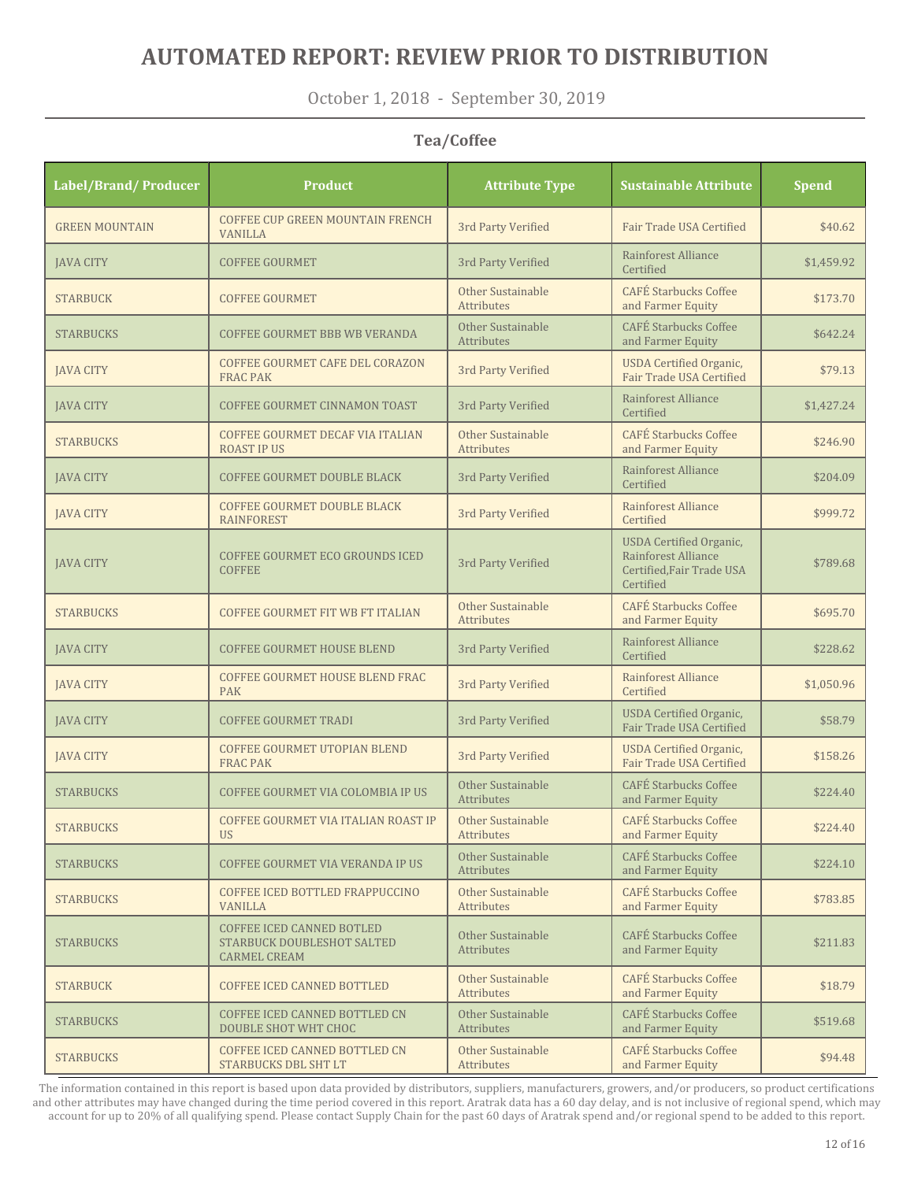# AUTOMATED REPORT: REVIEW PRIOR TO DISTRIBUTION

October 1, 2018 - September 30, 2019

## Tea/Coffee

| Label/Brand/ Producer | Product | Attribute Type | Sustainable Attribute | Spend |
|---|---|---|---|---|
| GREEN MOUNTAIN | COFFEE CUP GREEN MOUNTAIN FRENCH VANILLA | 3rd Party Verified | Fair Trade USA Certified | $40.62 |
| JAVA CITY | COFFEE GOURMET | 3rd Party Verified | Rainforest Alliance Certified | $1,459.92 |
| STARBUCK | COFFEE GOURMET | Other Sustainable Attributes | CAFÉ Starbucks Coffee and Farmer Equity | $173.70 |
| STARBUCKS | COFFEE GOURMET BBB WB VERANDA | Other Sustainable Attributes | CAFÉ Starbucks Coffee and Farmer Equity | $642.24 |
| JAVA CITY | COFFEE GOURMET CAFE DEL CORAZON FRAC PAK | 3rd Party Verified | USDA Certified Organic, Fair Trade USA Certified | $79.13 |
| JAVA CITY | COFFEE GOURMET CINNAMON TOAST | 3rd Party Verified | Rainforest Alliance Certified | $1,427.24 |
| STARBUCKS | COFFEE GOURMET DECAF VIA ITALIAN ROAST IP US | Other Sustainable Attributes | CAFÉ Starbucks Coffee and Farmer Equity | $246.90 |
| JAVA CITY | COFFEE GOURMET DOUBLE BLACK | 3rd Party Verified | Rainforest Alliance Certified | $204.09 |
| JAVA CITY | COFFEE GOURMET DOUBLE BLACK RAINFOREST | 3rd Party Verified | Rainforest Alliance Certified | $999.72 |
| JAVA CITY | COFFEE GOURMET ECO GROUNDS ICED COFFEE | 3rd Party Verified | USDA Certified Organic, Rainforest Alliance Certified,Fair Trade USA Certified | $789.68 |
| STARBUCKS | COFFEE GOURMET FIT WB FT ITALIAN | Other Sustainable Attributes | CAFÉ Starbucks Coffee and Farmer Equity | $695.70 |
| JAVA CITY | COFFEE GOURMET HOUSE BLEND | 3rd Party Verified | Rainforest Alliance Certified | $228.62 |
| JAVA CITY | COFFEE GOURMET HOUSE BLEND FRAC PAK | 3rd Party Verified | Rainforest Alliance Certified | $1,050.96 |
| JAVA CITY | COFFEE GOURMET TRADI | 3rd Party Verified | USDA Certified Organic, Fair Trade USA Certified | $58.79 |
| JAVA CITY | COFFEE GOURMET UTOPIAN BLEND FRAC PAK | 3rd Party Verified | USDA Certified Organic, Fair Trade USA Certified | $158.26 |
| STARBUCKS | COFFEE GOURMET VIA COLOMBIA IP US | Other Sustainable Attributes | CAFÉ Starbucks Coffee and Farmer Equity | $224.40 |
| STARBUCKS | COFFEE GOURMET VIA ITALIAN ROAST IP US | Other Sustainable Attributes | CAFÉ Starbucks Coffee and Farmer Equity | $224.40 |
| STARBUCKS | COFFEE GOURMET VIA VERANDA IP US | Other Sustainable Attributes | CAFÉ Starbucks Coffee and Farmer Equity | $224.10 |
| STARBUCKS | COFFEE ICED BOTTLED FRAPPUCCINO VANILLA | Other Sustainable Attributes | CAFÉ Starbucks Coffee and Farmer Equity | $783.85 |
| STARBUCKS | COFFEE ICED CANNED BOTLED STARBUCK DOUBLESHOT SALTED CARMEL CREAM | Other Sustainable Attributes | CAFÉ Starbucks Coffee and Farmer Equity | $211.83 |
| STARBUCK | COFFEE ICED CANNED BOTTLED | Other Sustainable Attributes | CAFÉ Starbucks Coffee and Farmer Equity | $18.79 |
| STARBUCKS | COFFEE ICED CANNED BOTTLED CN DOUBLE SHOT WHT CHOC | Other Sustainable Attributes | CAFÉ Starbucks Coffee and Farmer Equity | $519.68 |
| STARBUCKS | COFFEE ICED CANNED BOTTLED CN STARBUCKS DBL SHT LT | Other Sustainable Attributes | CAFÉ Starbucks Coffee and Farmer Equity | $94.48 |

The information contained in this report is based upon data provided by distributors, suppliers, manufacturers, growers, and/or producers, so product certifications and other attributes may have changed during the time period covered in this report. Aratrak data has a 60 day delay, and is not inclusive of regional spend, which may account for up to 20% of all qualifying spend. Please contact Supply Chain for the past 60 days of Aratrak spend and/or regional spend to be added to this report.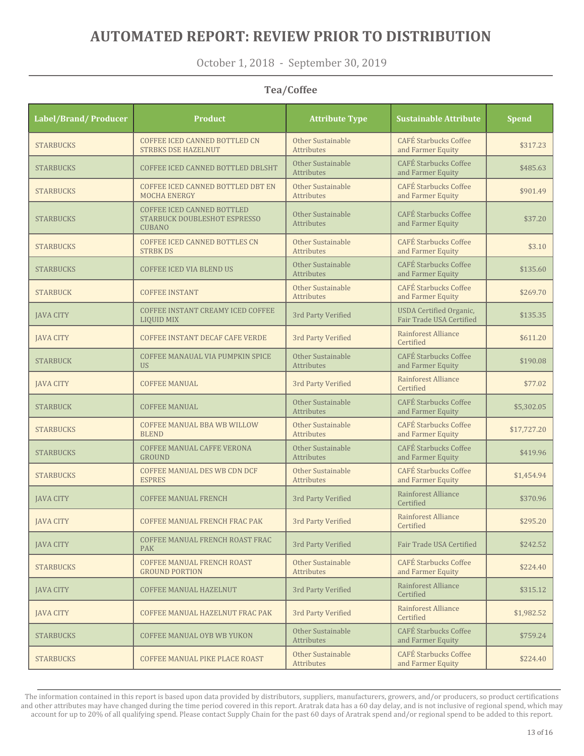# AUTOMATED REPORT: REVIEW PRIOR TO DISTRIBUTION

October 1, 2018 - September 30, 2019

## Tea/Coffee

| Label/Brand/ Producer | Product | Attribute Type | Sustainable Attribute | Spend |
|---|---|---|---|---|
| STARBUCKS | COFFEE ICED CANNED BOTTLED CN STRBKS DSE HAZELNUT | Other Sustainable Attributes | CAFÉ Starbucks Coffee and Farmer Equity | $317.23 |
| STARBUCKS | COFFEE ICED CANNED BOTTLED DBLSHT | Other Sustainable Attributes | CAFÉ Starbucks Coffee and Farmer Equity | $485.63 |
| STARBUCKS | COFFEE ICED CANNED BOTTLED DBT EN MOCHA ENERGY | Other Sustainable Attributes | CAFÉ Starbucks Coffee and Farmer Equity | $901.49 |
| STARBUCKS | COFFEE ICED CANNED BOTTLED STARBUCK DOUBLESHOT ESPRESSO CUBANO | Other Sustainable Attributes | CAFÉ Starbucks Coffee and Farmer Equity | $37.20 |
| STARBUCKS | COFFEE ICED CANNED BOTTLES CN STRBK DS | Other Sustainable Attributes | CAFÉ Starbucks Coffee and Farmer Equity | $3.10 |
| STARBUCKS | COFFEE ICED VIA BLEND US | Other Sustainable Attributes | CAFÉ Starbucks Coffee and Farmer Equity | $135.60 |
| STARBUCK | COFFEE INSTANT | Other Sustainable Attributes | CAFÉ Starbucks Coffee and Farmer Equity | $269.70 |
| JAVA CITY | COFFEE INSTANT CREAMY ICED COFFEE LIQUID MIX | 3rd Party Verified | USDA Certified Organic, Fair Trade USA Certified | $135.35 |
| JAVA CITY | COFFEE INSTANT DECAF CAFE VERDE | 3rd Party Verified | Rainforest Alliance Certified | $611.20 |
| STARBUCK | COFFEE MANAUAL VIA PUMPKIN SPICE US | Other Sustainable Attributes | CAFÉ Starbucks Coffee and Farmer Equity | $190.08 |
| JAVA CITY | COFFEE MANUAL | 3rd Party Verified | Rainforest Alliance Certified | $77.02 |
| STARBUCK | COFFEE MANUAL | Other Sustainable Attributes | CAFÉ Starbucks Coffee and Farmer Equity | $5,302.05 |
| STARBUCKS | COFFEE MANUAL BBA WB WILLOW BLEND | Other Sustainable Attributes | CAFÉ Starbucks Coffee and Farmer Equity | $17,727.20 |
| STARBUCKS | COFFEE MANUAL CAFFE VERONA GROUND | Other Sustainable Attributes | CAFÉ Starbucks Coffee and Farmer Equity | $419.96 |
| STARBUCKS | COFFEE MANUAL DES WB CDN DCF ESPRES | Other Sustainable Attributes | CAFÉ Starbucks Coffee and Farmer Equity | $1,454.94 |
| JAVA CITY | COFFEE MANUAL FRENCH | 3rd Party Verified | Rainforest Alliance Certified | $370.96 |
| JAVA CITY | COFFEE MANUAL FRENCH FRAC PAK | 3rd Party Verified | Rainforest Alliance Certified | $295.20 |
| JAVA CITY | COFFEE MANUAL FRENCH ROAST FRAC PAK | 3rd Party Verified | Fair Trade USA Certified | $242.52 |
| STARBUCKS | COFFEE MANUAL FRENCH ROAST GROUND PORTION | Other Sustainable Attributes | CAFÉ Starbucks Coffee and Farmer Equity | $224.40 |
| JAVA CITY | COFFEE MANUAL HAZELNUT | 3rd Party Verified | Rainforest Alliance Certified | $315.12 |
| JAVA CITY | COFFEE MANUAL HAZELNUT FRAC PAK | 3rd Party Verified | Rainforest Alliance Certified | $1,982.52 |
| STARBUCKS | COFFEE MANUAL OYB WB YUKON | Other Sustainable Attributes | CAFÉ Starbucks Coffee and Farmer Equity | $759.24 |
| STARBUCKS | COFFEE MANUAL PIKE PLACE ROAST | Other Sustainable Attributes | CAFÉ Starbucks Coffee and Farmer Equity | $224.40 |

The information contained in this report is based upon data provided by distributors, suppliers, manufacturers, growers, and/or producers, so product certifications and other attributes may have changed during the time period covered in this report. Aratrak data has a 60 day delay, and is not inclusive of regional spend, which may account for up to 20% of all qualifying spend. Please contact Supply Chain for the past 60 days of Aratrak spend and/or regional spend to be added to this report.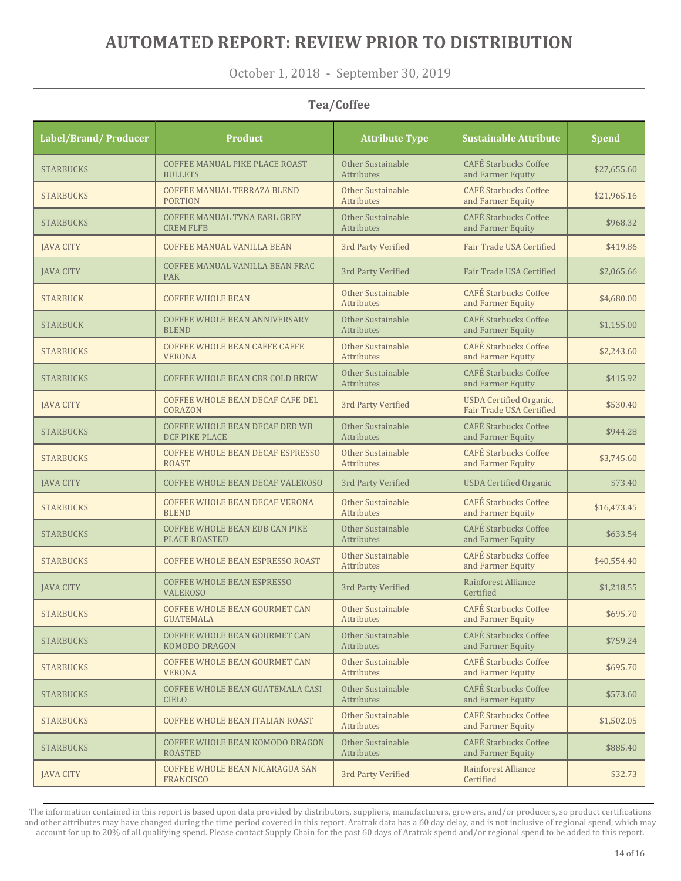# AUTOMATED REPORT: REVIEW PRIOR TO DISTRIBUTION

October 1, 2018 - September 30, 2019

### Tea/Coffee

| Label/Brand/ Producer | Product | Attribute Type | Sustainable Attribute | Spend |
|---|---|---|---|---|
| STARBUCKS | COFFEE MANUAL PIKE PLACE ROAST BULLETS | Other Sustainable Attributes | CAFÉ Starbucks Coffee and Farmer Equity | $27,655.60 |
| STARBUCKS | COFFEE MANUAL TERRAZA BLEND PORTION | Other Sustainable Attributes | CAFÉ Starbucks Coffee and Farmer Equity | $21,965.16 |
| STARBUCKS | COFFEE MANUAL TVNA EARL GREY CREM FLFB | Other Sustainable Attributes | CAFÉ Starbucks Coffee and Farmer Equity | $968.32 |
| JAVA CITY | COFFEE MANUAL VANILLA BEAN | 3rd Party Verified | Fair Trade USA Certified | $419.86 |
| JAVA CITY | COFFEE MANUAL VANILLA BEAN FRAC PAK | 3rd Party Verified | Fair Trade USA Certified | $2,065.66 |
| STARBUCK | COFFEE WHOLE BEAN | Other Sustainable Attributes | CAFÉ Starbucks Coffee and Farmer Equity | $4,680.00 |
| STARBUCK | COFFEE WHOLE BEAN ANNIVERSARY BLEND | Other Sustainable Attributes | CAFÉ Starbucks Coffee and Farmer Equity | $1,155.00 |
| STARBUCKS | COFFEE WHOLE BEAN CAFFE CAFFE VERONA | Other Sustainable Attributes | CAFÉ Starbucks Coffee and Farmer Equity | $2,243.60 |
| STARBUCKS | COFFEE WHOLE BEAN CBR COLD BREW | Other Sustainable Attributes | CAFÉ Starbucks Coffee and Farmer Equity | $415.92 |
| JAVA CITY | COFFEE WHOLE BEAN DECAF CAFE DEL CORAZON | 3rd Party Verified | USDA Certified Organic, Fair Trade USA Certified | $530.40 |
| STARBUCKS | COFFEE WHOLE BEAN DECAF DED WB DCF PIKE PLACE | Other Sustainable Attributes | CAFÉ Starbucks Coffee and Farmer Equity | $944.28 |
| STARBUCKS | COFFEE WHOLE BEAN DECAF ESPRESSO ROAST | Other Sustainable Attributes | CAFÉ Starbucks Coffee and Farmer Equity | $3,745.60 |
| JAVA CITY | COFFEE WHOLE BEAN DECAF VALEROSO | 3rd Party Verified | USDA Certified Organic | $73.40 |
| STARBUCKS | COFFEE WHOLE BEAN DECAF VERONA BLEND | Other Sustainable Attributes | CAFÉ Starbucks Coffee and Farmer Equity | $16,473.45 |
| STARBUCKS | COFFEE WHOLE BEAN EDB CAN PIKE PLACE ROASTED | Other Sustainable Attributes | CAFÉ Starbucks Coffee and Farmer Equity | $633.54 |
| STARBUCKS | COFFEE WHOLE BEAN ESPRESSO ROAST | Other Sustainable Attributes | CAFÉ Starbucks Coffee and Farmer Equity | $40,554.40 |
| JAVA CITY | COFFEE WHOLE BEAN ESPRESSO VALEROSO | 3rd Party Verified | Rainforest Alliance Certified | $1,218.55 |
| STARBUCKS | COFFEE WHOLE BEAN GOURMET CAN GUATEMALA | Other Sustainable Attributes | CAFÉ Starbucks Coffee and Farmer Equity | $695.70 |
| STARBUCKS | COFFEE WHOLE BEAN GOURMET CAN KOMODO DRAGON | Other Sustainable Attributes | CAFÉ Starbucks Coffee and Farmer Equity | $759.24 |
| STARBUCKS | COFFEE WHOLE BEAN GOURMET CAN VERONA | Other Sustainable Attributes | CAFÉ Starbucks Coffee and Farmer Equity | $695.70 |
| STARBUCKS | COFFEE WHOLE BEAN GUATEMALA CASI CIELO | Other Sustainable Attributes | CAFÉ Starbucks Coffee and Farmer Equity | $573.60 |
| STARBUCKS | COFFEE WHOLE BEAN ITALIAN ROAST | Other Sustainable Attributes | CAFÉ Starbucks Coffee and Farmer Equity | $1,502.05 |
| STARBUCKS | COFFEE WHOLE BEAN KOMODO DRAGON ROASTED | Other Sustainable Attributes | CAFÉ Starbucks Coffee and Farmer Equity | $885.40 |
| JAVA CITY | COFFEE WHOLE BEAN NICARAGUA SAN FRANCISCO | 3rd Party Verified | Rainforest Alliance Certified | $32.73 |

The information contained in this report is based upon data provided by distributors, suppliers, manufacturers, growers, and/or producers, so product certifications and other attributes may have changed during the time period covered in this report. Aratrak data has a 60 day delay, and is not inclusive of regional spend, which may account for up to 20% of all qualifying spend. Please contact Supply Chain for the past 60 days of Aratrak spend and/or regional spend to be added to this report.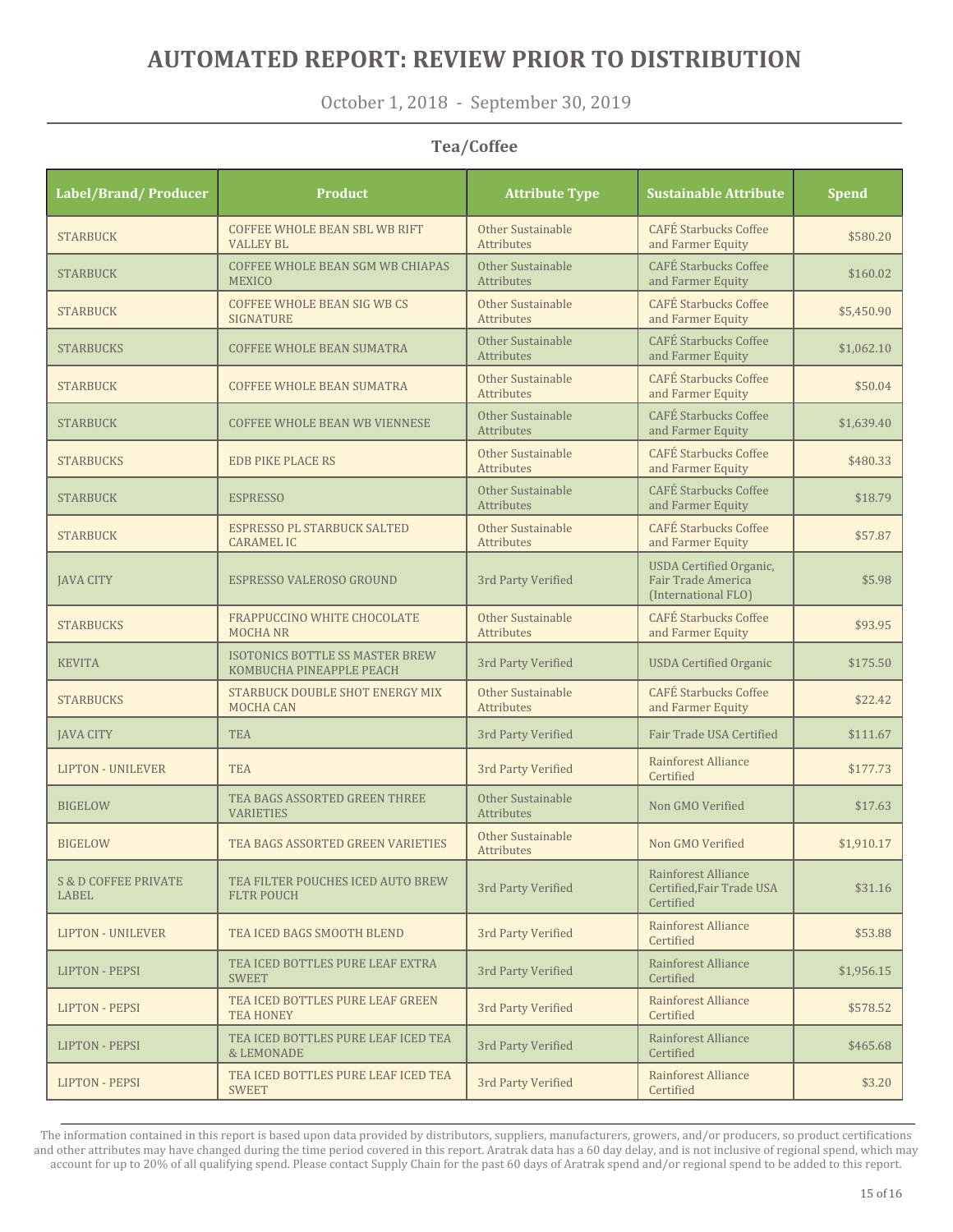# AUTOMATED REPORT: REVIEW PRIOR TO DISTRIBUTION

October 1, 2018 - September 30, 2019

## Tea/Coffee

| Label/Brand/ Producer | Product | Attribute Type | Sustainable Attribute | Spend |
|---|---|---|---|---|
| STARBUCK | COFFEE WHOLE BEAN SBL WB RIFT VALLEY BL | Other Sustainable Attributes | CAFÉ Starbucks Coffee and Farmer Equity | $580.20 |
| STARBUCK | COFFEE WHOLE BEAN SGM WB CHIAPAS MEXICO | Other Sustainable Attributes | CAFÉ Starbucks Coffee and Farmer Equity | $160.02 |
| STARBUCK | COFFEE WHOLE BEAN SIG WB CS SIGNATURE | Other Sustainable Attributes | CAFÉ Starbucks Coffee and Farmer Equity | $5,450.90 |
| STARBUCKS | COFFEE WHOLE BEAN SUMATRA | Other Sustainable Attributes | CAFÉ Starbucks Coffee and Farmer Equity | $1,062.10 |
| STARBUCK | COFFEE WHOLE BEAN SUMATRA | Other Sustainable Attributes | CAFÉ Starbucks Coffee and Farmer Equity | $50.04 |
| STARBUCK | COFFEE WHOLE BEAN WB VIENNESE | Other Sustainable Attributes | CAFÉ Starbucks Coffee and Farmer Equity | $1,639.40 |
| STARBUCKS | EDB PIKE PLACE RS | Other Sustainable Attributes | CAFÉ Starbucks Coffee and Farmer Equity | $480.33 |
| STARBUCK | ESPRESSO | Other Sustainable Attributes | CAFÉ Starbucks Coffee and Farmer Equity | $18.79 |
| STARBUCK | ESPRESSO PL STARBUCK SALTED CARAMEL IC | Other Sustainable Attributes | CAFÉ Starbucks Coffee and Farmer Equity | $57.87 |
| JAVA CITY | ESPRESSO VALEROSO GROUND | 3rd Party Verified | USDA Certified Organic, Fair Trade America (International FLO) | $5.98 |
| STARBUCKS | FRAPPUCCINO WHITE CHOCOLATE MOCHA NR | Other Sustainable Attributes | CAFÉ Starbucks Coffee and Farmer Equity | $93.95 |
| KEVITA | ISOTONICS BOTTLE SS MASTER BREW KOMBUCHA PINEAPPLE PEACH | 3rd Party Verified | USDA Certified Organic | $175.50 |
| STARBUCKS | STARBUCK DOUBLE SHOT ENERGY MIX MOCHA CAN | Other Sustainable Attributes | CAFÉ Starbucks Coffee and Farmer Equity | $22.42 |
| JAVA CITY | TEA | 3rd Party Verified | Fair Trade USA Certified | $111.67 |
| LIPTON - UNILEVER | TEA | 3rd Party Verified | Rainforest Alliance Certified | $177.73 |
| BIGELOW | TEA BAGS ASSORTED GREEN THREE VARIETIES | Other Sustainable Attributes | Non GMO Verified | $17.63 |
| BIGELOW | TEA BAGS ASSORTED GREEN VARIETIES | Other Sustainable Attributes | Non GMO Verified | $1,910.17 |
| S & D COFFEE PRIVATE LABEL | TEA FILTER POUCHES ICED AUTO BREW FLTR POUCH | 3rd Party Verified | Rainforest Alliance Certified,Fair Trade USA Certified | $31.16 |
| LIPTON - UNILEVER | TEA ICED BAGS SMOOTH BLEND | 3rd Party Verified | Rainforest Alliance Certified | $53.88 |
| LIPTON - PEPSI | TEA ICED BOTTLES PURE LEAF EXTRA SWEET | 3rd Party Verified | Rainforest Alliance Certified | $1,956.15 |
| LIPTON - PEPSI | TEA ICED BOTTLES PURE LEAF GREEN TEA HONEY | 3rd Party Verified | Rainforest Alliance Certified | $578.52 |
| LIPTON - PEPSI | TEA ICED BOTTLES PURE LEAF ICED TEA & LEMONADE | 3rd Party Verified | Rainforest Alliance Certified | $465.68 |
| LIPTON - PEPSI | TEA ICED BOTTLES PURE LEAF ICED TEA SWEET | 3rd Party Verified | Rainforest Alliance Certified | $3.20 |

The information contained in this report is based upon data provided by distributors, suppliers, manufacturers, growers, and/or producers, so product certifications and other attributes may have changed during the time period covered in this report. Aratrak data has a 60 day delay, and is not inclusive of regional spend, which may account for up to 20% of all qualifying spend. Please contact Supply Chain for the past 60 days of Aratrak spend and/or regional spend to be added to this report.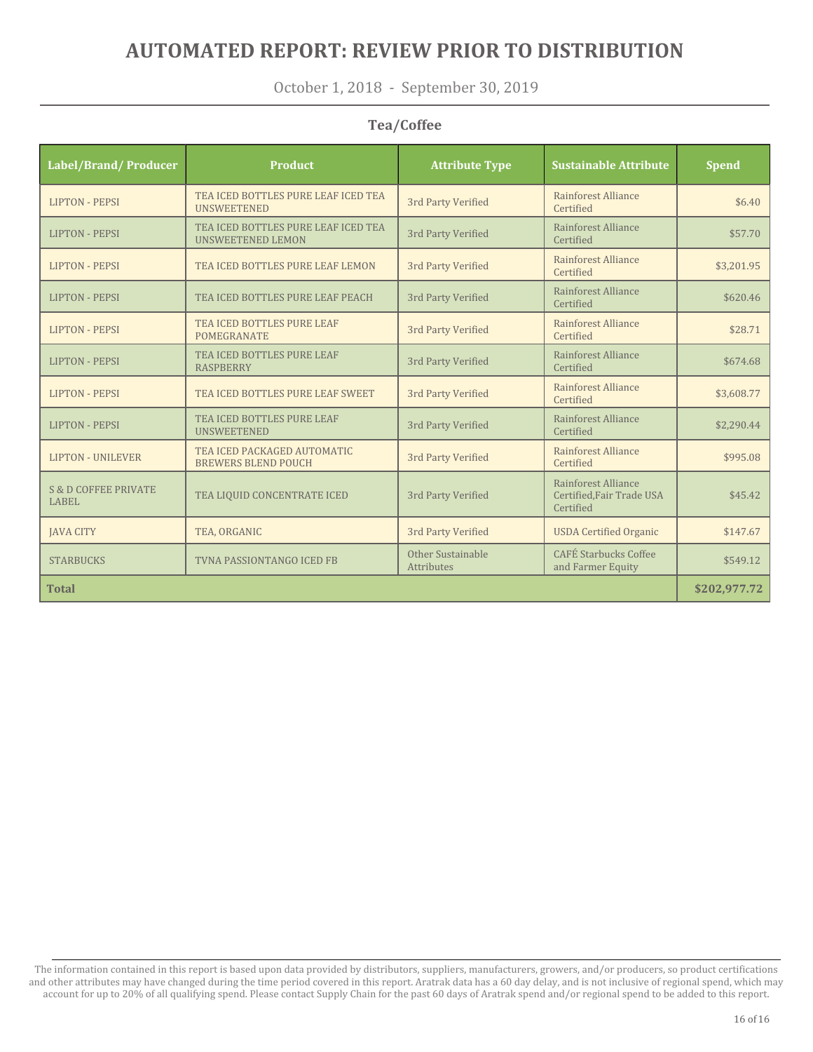# AUTOMATED REPORT: REVIEW PRIOR TO DISTRIBUTION

October 1, 2018 - September 30, 2019

### Tea/Coffee

| Label/Brand/ Producer | Product | Attribute Type | Sustainable Attribute | Spend |
|---|---|---|---|---|
| LIPTON - PEPSI | TEA ICED BOTTLES PURE LEAF ICED TEA UNSWEETENED | 3rd Party Verified | Rainforest Alliance Certified | $6.40 |
| LIPTON - PEPSI | TEA ICED BOTTLES PURE LEAF ICED TEA UNSWEETENED LEMON | 3rd Party Verified | Rainforest Alliance Certified | $57.70 |
| LIPTON - PEPSI | TEA ICED BOTTLES PURE LEAF LEMON | 3rd Party Verified | Rainforest Alliance Certified | $3,201.95 |
| LIPTON - PEPSI | TEA ICED BOTTLES PURE LEAF PEACH | 3rd Party Verified | Rainforest Alliance Certified | $620.46 |
| LIPTON - PEPSI | TEA ICED BOTTLES PURE LEAF POMEGRANATE | 3rd Party Verified | Rainforest Alliance Certified | $28.71 |
| LIPTON - PEPSI | TEA ICED BOTTLES PURE LEAF RASPBERRY | 3rd Party Verified | Rainforest Alliance Certified | $674.68 |
| LIPTON - PEPSI | TEA ICED BOTTLES PURE LEAF SWEET | 3rd Party Verified | Rainforest Alliance Certified | $3,608.77 |
| LIPTON - PEPSI | TEA ICED BOTTLES PURE LEAF UNSWEETENED | 3rd Party Verified | Rainforest Alliance Certified | $2,290.44 |
| LIPTON - UNILEVER | TEA ICED PACKAGED AUTOMATIC BREWERS BLEND POUCH | 3rd Party Verified | Rainforest Alliance Certified | $995.08 |
| S & D COFFEE PRIVATE LABEL | TEA LIQUID CONCENTRATE ICED | 3rd Party Verified | Rainforest Alliance Certified,Fair Trade USA Certified | $45.42 |
| JAVA CITY | TEA, ORGANIC | 3rd Party Verified | USDA Certified Organic | $147.67 |
| STARBUCKS | TVNA PASSIONTANGO ICED FB | Other Sustainable Attributes | CAFÉ Starbucks Coffee and Farmer Equity | $549.12 |
| **Total** | | | | **$202,977.72** |

The information contained in this report is based upon data provided by distributors, suppliers, manufacturers, growers, and/or producers, so product certifications and other attributes may have changed during the time period covered in this report. Aratrak data has a 60 day delay, and is not inclusive of regional spend, which may account for up to 20% of all qualifying spend. Please contact Supply Chain for the past 60 days of Aratrak spend and/or regional spend to be added to this report.